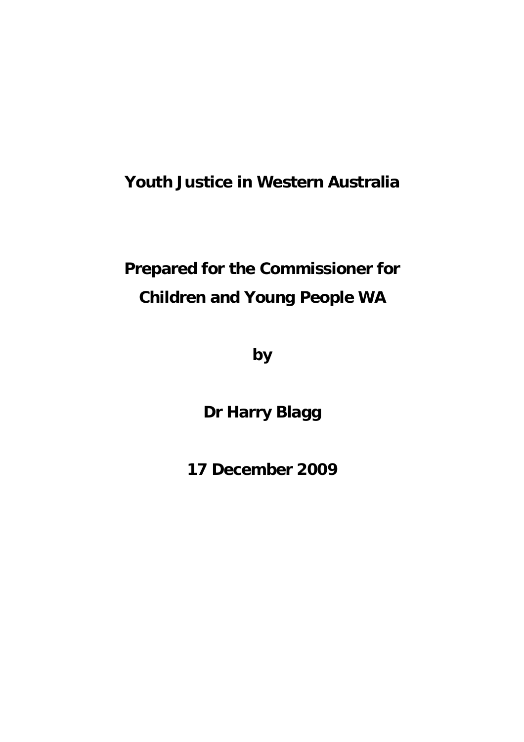# Youth Justice in Western Australia

**Prepared for the Commissioner for Children and Young People WA**

**by**

**Dr Harry Blagg**

**17 December 2009**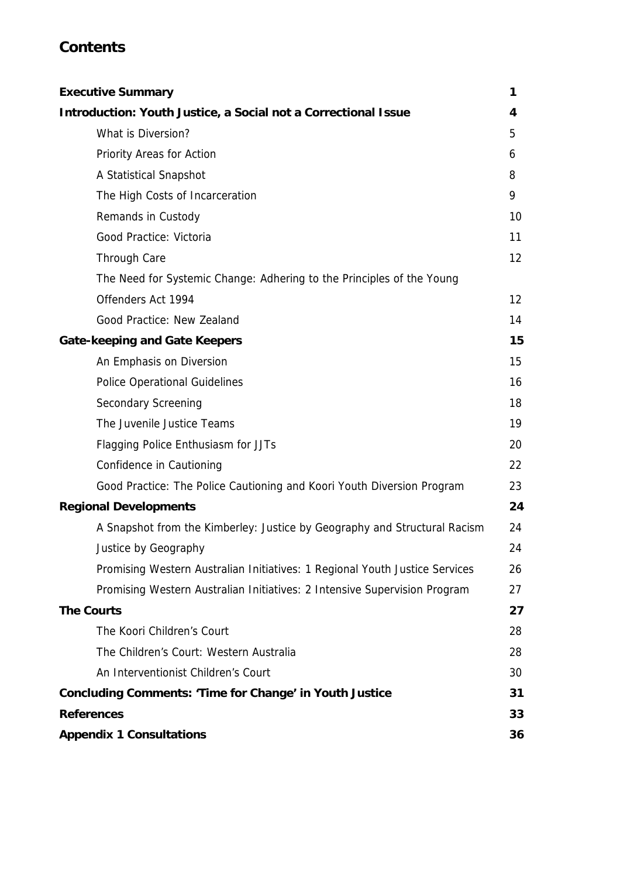## Contents

| | |
|---|---|
| **Executive Summary** | **1** |
| **Introduction: Youth Justice, a Social not a Correctional Issue** | **4** |
| What is Diversion? | 5 |
| Priority Areas for Action | 6 |
| A Statistical Snapshot | 8 |
| The High Costs of Incarceration | 9 |
| Remands in Custody | 10 |
| Good Practice: Victoria | 11 |
| Through Care | 12 |
| The Need for Systemic Change: Adhering to the Principles of the Young Offenders Act 1994 | 12 |
| Good Practice: New Zealand | 14 |
| **Gate-keeping and Gate Keepers** | **15** |
| An Emphasis on Diversion | 15 |
| Police Operational Guidelines | 16 |
| Secondary Screening | 18 |
| The Juvenile Justice Teams | 19 |
| Flagging Police Enthusiasm for JJTs | 20 |
| Confidence in Cautioning | 22 |
| Good Practice: The Police Cautioning and Koori Youth Diversion Program | 23 |
| **Regional Developments** | **24** |
| A Snapshot from the Kimberley: Justice by Geography and Structural Racism | 24 |
| Justice by Geography | 24 |
| Promising Western Australian Initiatives: 1 Regional Youth Justice Services | 26 |
| Promising Western Australian Initiatives: 2 Intensive Supervision Program | 27 |
| **The Courts** | **27** |
| The Koori Children's Court | 28 |
| The Children's Court: Western Australia | 28 |
| An Interventionist Children's Court | 30 |
| **Concluding Comments: 'Time for Change' in Youth Justice** | **31** |
| **References** | **33** |
| **Appendix 1 Consultations** | **36** |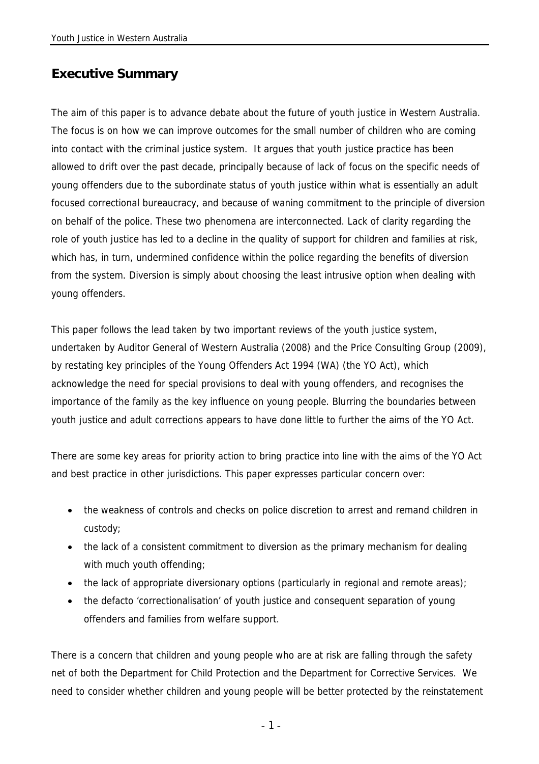## Executive Summary

The aim of this paper is to advance debate about the future of youth justice in Western Australia. The focus is on how we can improve outcomes for the small number of children who are coming into contact with the criminal justice system. It argues that youth justice practice has been allowed to drift over the past decade, principally because of lack of focus on the specific needs of young offenders due to the subordinate status of youth justice within what is essentially an adult focused correctional bureaucracy, and because of waning commitment to the principle of diversion on behalf of the police. These two phenomena are interconnected. Lack of clarity regarding the role of youth justice has led to a decline in the quality of support for children and families at risk, which has, in turn, undermined confidence within the police regarding the benefits of diversion from the system. Diversion is simply about choosing the least intrusive option when dealing with young offenders.

This paper follows the lead taken by two important reviews of the youth justice system, undertaken by Auditor General of Western Australia (2008) and the Price Consulting Group (2009), by restating key principles of the Young Offenders Act 1994 (WA) (the YO Act), which acknowledge the need for special provisions to deal with young offenders, and recognises the importance of the family as the key influence on young people. Blurring the boundaries between youth justice and adult corrections appears to have done little to further the aims of the YO Act.

There are some key areas for priority action to bring practice into line with the aims of the YO Act and best practice in other jurisdictions. This paper expresses particular concern over:

- the weakness of controls and checks on police discretion to arrest and remand children in custody;
- the lack of a consistent commitment to diversion as the primary mechanism for dealing with much youth offending;
- the lack of appropriate diversionary options (particularly in regional and remote areas);
- the defacto 'correctionalisation' of youth justice and consequent separation of young offenders and families from welfare support.

There is a concern that children and young people who are at risk are falling through the safety net of both the Department for Child Protection and the Department for Corrective Services. We need to consider whether children and young people will be better protected by the reinstatement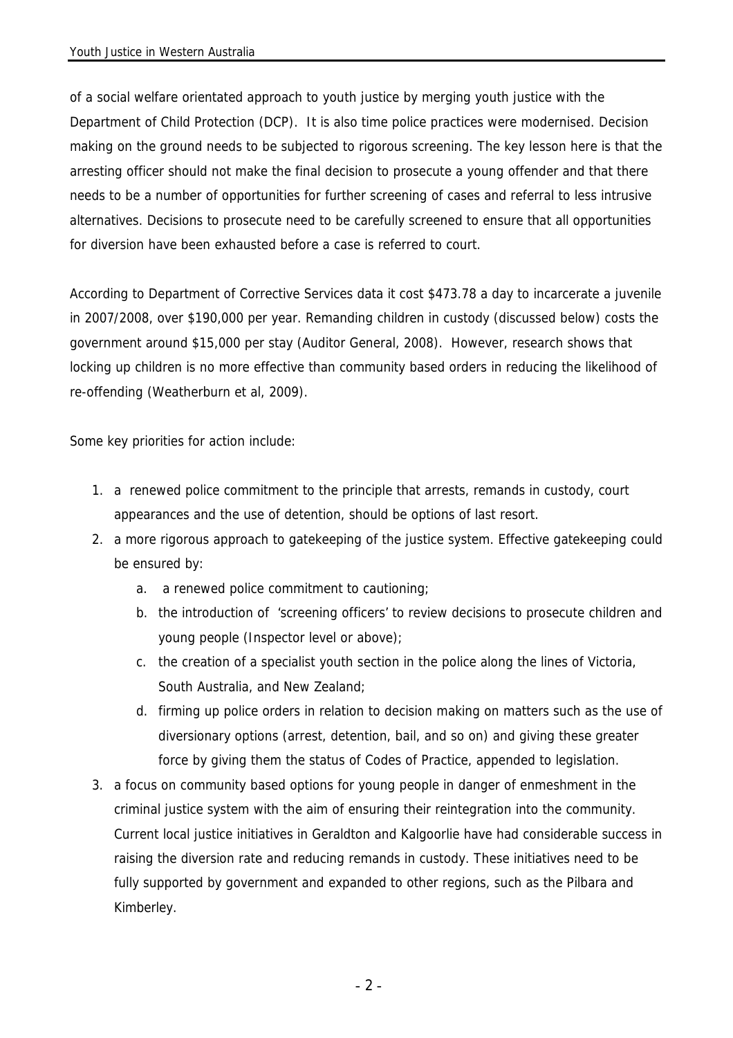of a social welfare orientated approach to youth justice by merging youth justice with the Department of Child Protection (DCP). It is also time police practices were modernised. Decision making on the ground needs to be subjected to rigorous screening. The key lesson here is that the arresting officer should not make the final decision to prosecute a young offender and that there needs to be a number of opportunities for further screening of cases and referral to less intrusive alternatives. Decisions to prosecute need to be carefully screened to ensure that all opportunities for diversion have been exhausted before a case is referred to court.

According to Department of Corrective Services data it cost $473.78 a day to incarcerate a juvenile in 2007/2008, over $190,000 per year. Remanding children in custody (discussed below) costs the government around $15,000 per stay (Auditor General, 2008). However, research shows that locking up children is no more effective than community based orders in reducing the likelihood of re-offending (Weatherburn et al, 2009).

Some key priorities for action include:

1. a renewed police commitment to the principle that arrests, remands in custody, court appearances and the use of detention, should be options of last resort.
2. a more rigorous approach to gatekeeping of the justice system. Effective gatekeeping could be ensured by:
   a. a renewed police commitment to cautioning;
   b. the introduction of 'screening officers' to review decisions to prosecute children and young people (Inspector level or above);
   c. the creation of a specialist youth section in the police along the lines of Victoria, South Australia, and New Zealand;
   d. firming up police orders in relation to decision making on matters such as the use of diversionary options (arrest, detention, bail, and so on) and giving these greater force by giving them the status of Codes of Practice, appended to legislation.
3. a focus on community based options for young people in danger of enmeshment in the criminal justice system with the aim of ensuring their reintegration into the community. Current local justice initiatives in Geraldton and Kalgoorlie have had considerable success in raising the diversion rate and reducing remands in custody. These initiatives need to be fully supported by government and expanded to other regions, such as the Pilbara and Kimberley.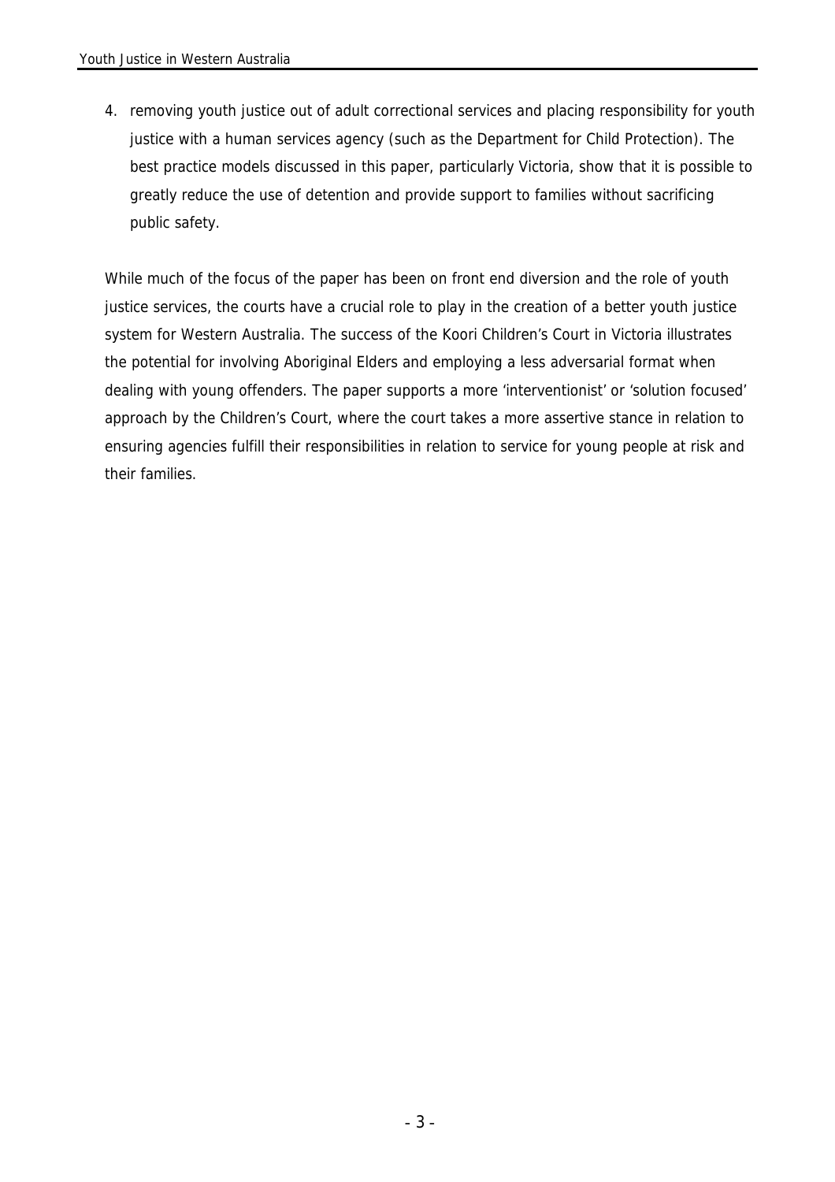4. removing youth justice out of adult correctional services and placing responsibility for youth justice with a human services agency (such as the Department for Child Protection). The best practice models discussed in this paper, particularly Victoria, show that it is possible to greatly reduce the use of detention and provide support to families without sacrificing public safety.

While much of the focus of the paper has been on front end diversion and the role of youth justice services, the courts have a crucial role to play in the creation of a better youth justice system for Western Australia. The success of the Koori Children's Court in Victoria illustrates the potential for involving Aboriginal Elders and employing a less adversarial format when dealing with young offenders. The paper supports a more 'interventionist' or 'solution focused' approach by the Children's Court, where the court takes a more assertive stance in relation to ensuring agencies fulfill their responsibilities in relation to service for young people at risk and their families.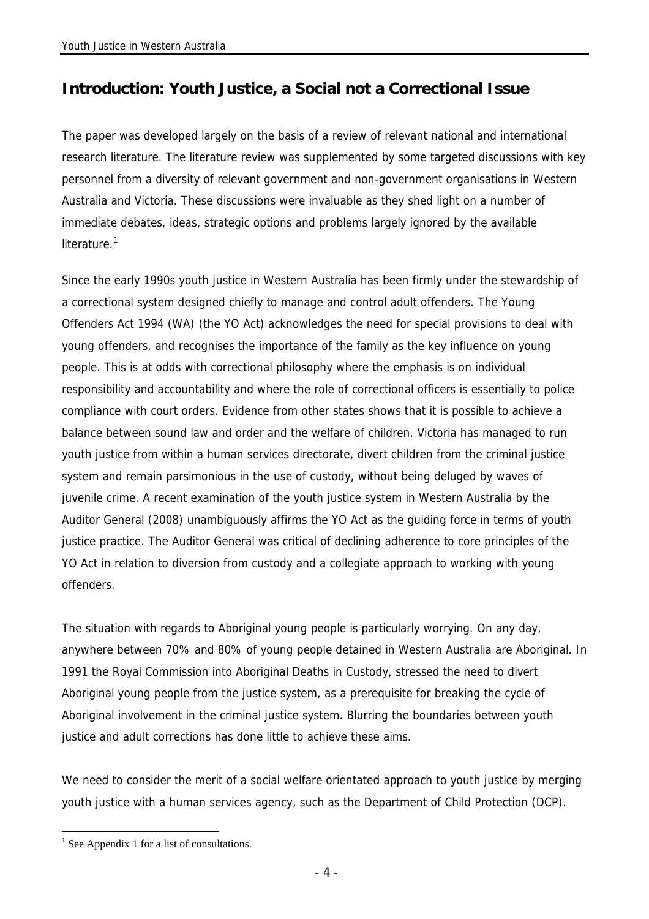## Introduction: Youth Justice, a Social not a Correctional Issue

The paper was developed largely on the basis of a review of relevant national and international research literature. The literature review was supplemented by some targeted discussions with key personnel from a diversity of relevant government and non-government organisations in Western Australia and Victoria. These discussions were invaluable as they shed light on a number of immediate debates, ideas, strategic options and problems largely ignored by the available literature.[1]

Since the early 1990s youth justice in Western Australia has been firmly under the stewardship of a correctional system designed chiefly to manage and control adult offenders. The Young Offenders Act 1994 (WA) (the YO Act) acknowledges the need for special provisions to deal with young offenders, and recognises the importance of the family as the key influence on young people. This is at odds with correctional philosophy where the emphasis is on individual responsibility and accountability and where the role of correctional officers is essentially to police compliance with court orders. Evidence from other states shows that it is possible to achieve a balance between sound law and order and the welfare of children. Victoria has managed to run youth justice from within a human services directorate, divert children from the criminal justice system and remain parsimonious in the use of custody, without being deluged by waves of juvenile crime. A recent examination of the youth justice system in Western Australia by the Auditor General (2008) unambiguously affirms the YO Act as the guiding force in terms of youth justice practice. The Auditor General was critical of declining adherence to core principles of the YO Act in relation to diversion from custody and a collegiate approach to working with young offenders.

The situation with regards to Aboriginal young people is particularly worrying. On any day, anywhere between 70% and 80% of young people detained in Western Australia are Aboriginal. In 1991 the Royal Commission into Aboriginal Deaths in Custody, stressed the need to divert Aboriginal young people from the justice system, as a prerequisite for breaking the cycle of Aboriginal involvement in the criminal justice system. Blurring the boundaries between youth justice and adult corrections has done little to achieve these aims.

We need to consider the merit of a social welfare orientated approach to youth justice by merging youth justice with a human services agency, such as the Department of Child Protection (DCP).

[1] See Appendix 1 for a list of consultations.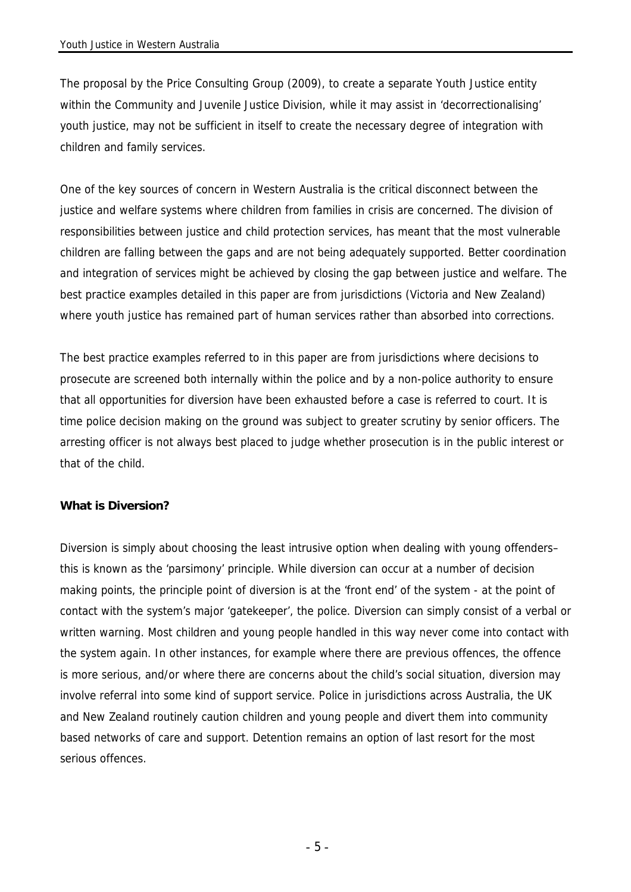The proposal by the Price Consulting Group (2009), to create a separate Youth Justice entity within the Community and Juvenile Justice Division, while it may assist in 'decorrectionalising' youth justice, may not be sufficient in itself to create the necessary degree of integration with children and family services.

One of the key sources of concern in Western Australia is the critical disconnect between the justice and welfare systems where children from families in crisis are concerned. The division of responsibilities between justice and child protection services, has meant that the most vulnerable children are falling between the gaps and are not being adequately supported. Better coordination and integration of services might be achieved by closing the gap between justice and welfare. The best practice examples detailed in this paper are from jurisdictions (Victoria and New Zealand) where youth justice has remained part of human services rather than absorbed into corrections.

The best practice examples referred to in this paper are from jurisdictions where decisions to prosecute are screened both internally within the police and by a non-police authority to ensure that all opportunities for diversion have been exhausted before a case is referred to court. It is time police decision making on the ground was subject to greater scrutiny by senior officers. The arresting officer is not always best placed to judge whether prosecution is in the public interest or that of the child.

**What is Diversion?**

Diversion is simply about choosing the least intrusive option when dealing with young offenders– this is known as the 'parsimony' principle. While diversion can occur at a number of decision making points, the principle point of diversion is at the 'front end' of the system - at the point of contact with the system's major 'gatekeeper', the police. Diversion can simply consist of a verbal or written warning. Most children and young people handled in this way never come into contact with the system again. In other instances, for example where there are previous offences, the offence is more serious, and/or where there are concerns about the child's social situation, diversion may involve referral into some kind of support service. Police in jurisdictions across Australia, the UK and New Zealand routinely caution children and young people and divert them into community based networks of care and support. Detention remains an option of last resort for the most serious offences.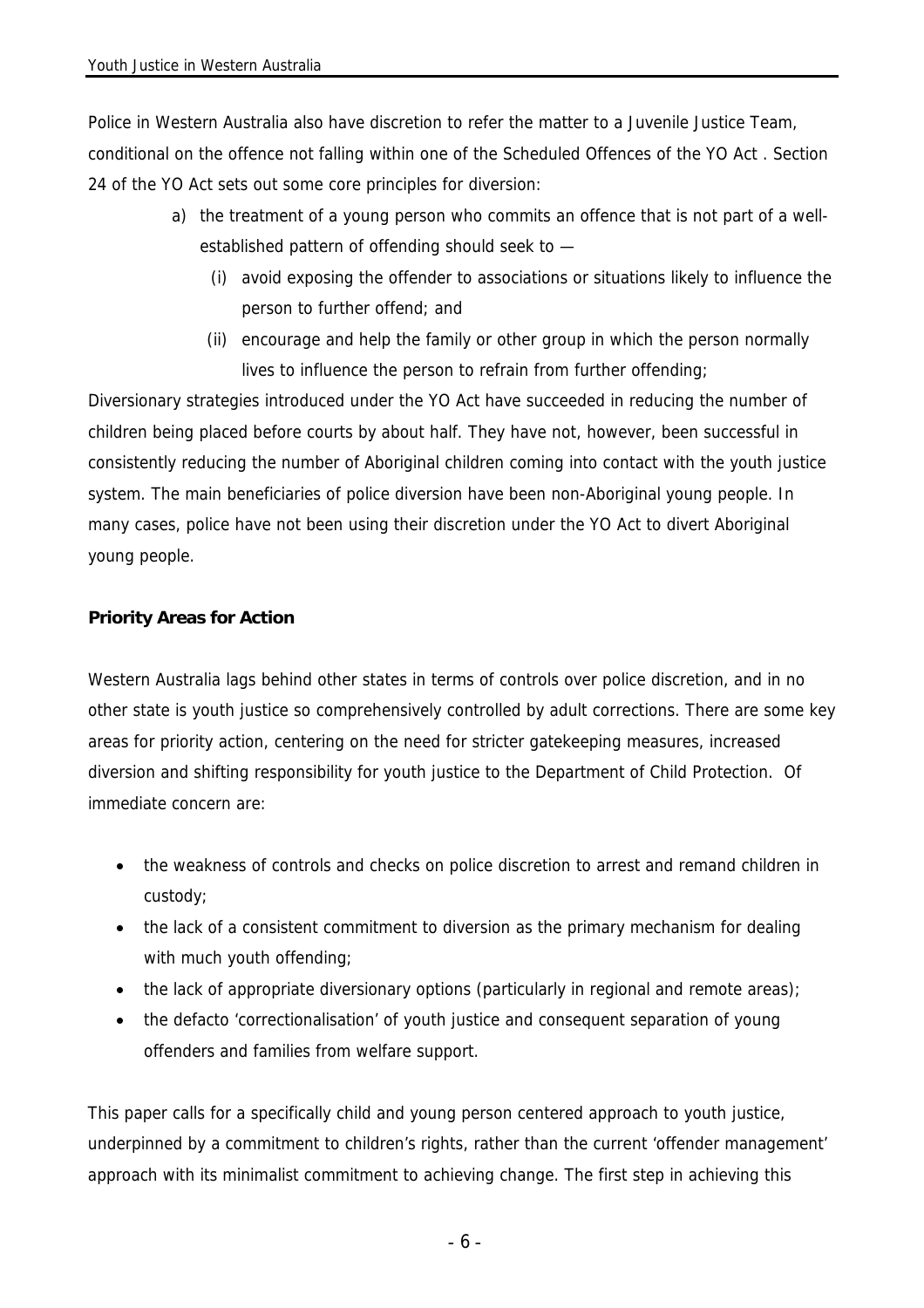Police in Western Australia also have discretion to refer the matter to a Juvenile Justice Team, conditional on the offence not falling within one of the Scheduled Offences of the YO Act . Section 24 of the YO Act sets out some core principles for diversion:

> a) the treatment of a young person who commits an offence that is not part of a well-established pattern of offending should seek to —
>
> (i) avoid exposing the offender to associations or situations likely to influence the person to further offend; and
>
> (ii) encourage and help the family or other group in which the person normally lives to influence the person to refrain from further offending;

Diversionary strategies introduced under the YO Act have succeeded in reducing the number of children being placed before courts by about half. They have not, however, been successful in consistently reducing the number of Aboriginal children coming into contact with the youth justice system. The main beneficiaries of police diversion have been non-Aboriginal young people. In many cases, police have not been using their discretion under the YO Act to divert Aboriginal young people.

**Priority Areas for Action**

Western Australia lags behind other states in terms of controls over police discretion, and in no other state is youth justice so comprehensively controlled by adult corrections. There are some key areas for priority action, centering on the need for stricter gatekeeping measures, increased diversion and shifting responsibility for youth justice to the Department of Child Protection. Of immediate concern are:

- the weakness of controls and checks on police discretion to arrest and remand children in custody;
- the lack of a consistent commitment to diversion as the primary mechanism for dealing with much youth offending;
- the lack of appropriate diversionary options (particularly in regional and remote areas);
- the defacto 'correctionalisation' of youth justice and consequent separation of young offenders and families from welfare support.

This paper calls for a specifically child and young person centered approach to youth justice, underpinned by a commitment to children's rights, rather than the current 'offender management' approach with its minimalist commitment to achieving change. The first step in achieving this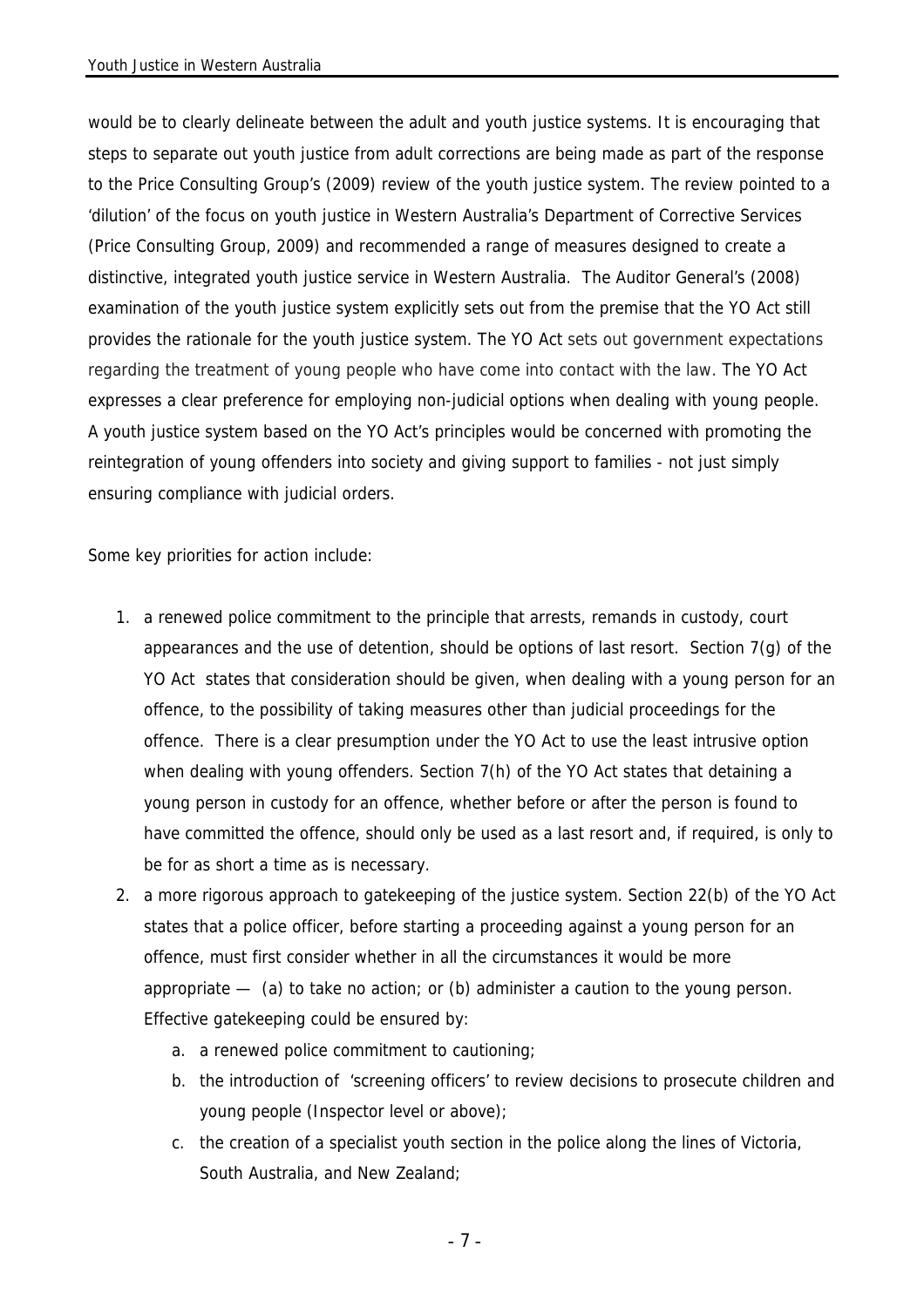would be to clearly delineate between the adult and youth justice systems. It is encouraging that steps to separate out youth justice from adult corrections are being made as part of the response to the Price Consulting Group's (2009) review of the youth justice system. The review pointed to a 'dilution' of the focus on youth justice in Western Australia's Department of Corrective Services (Price Consulting Group, 2009) and recommended a range of measures designed to create a distinctive, integrated youth justice service in Western Australia. The Auditor General's (2008) examination of the youth justice system explicitly sets out from the premise that the YO Act still provides the rationale for the youth justice system. The YO Act sets out government expectations regarding the treatment of young people who have come into contact with the law. The YO Act expresses a clear preference for employing non-judicial options when dealing with young people. A youth justice system based on the YO Act's principles would be concerned with promoting the reintegration of young offenders into society and giving support to families - not just simply ensuring compliance with judicial orders.

Some key priorities for action include:

1. a renewed police commitment to the principle that arrests, remands in custody, court appearances and the use of detention, should be options of last resort. Section 7(g) of the YO Act states that consideration should be given, when dealing with a young person for an offence, to the possibility of taking measures other than judicial proceedings for the offence. There is a clear presumption under the YO Act to use the least intrusive option when dealing with young offenders. Section 7(h) of the YO Act states that detaining a young person in custody for an offence, whether before or after the person is found to have committed the offence, should only be used as a last resort and, if required, is only to be for as short a time as is necessary.
2. a more rigorous approach to gatekeeping of the justice system. Section 22(b) of the YO Act states that a police officer, before starting a proceeding against a young person for an offence, must first consider whether in all the circumstances it would be more appropriate — (a) to take no action; or (b) administer a caution to the young person. Effective gatekeeping could be ensured by:
    a. a renewed police commitment to cautioning;
    b. the introduction of 'screening officers' to review decisions to prosecute children and young people (Inspector level or above);
    c. the creation of a specialist youth section in the police along the lines of Victoria, South Australia, and New Zealand;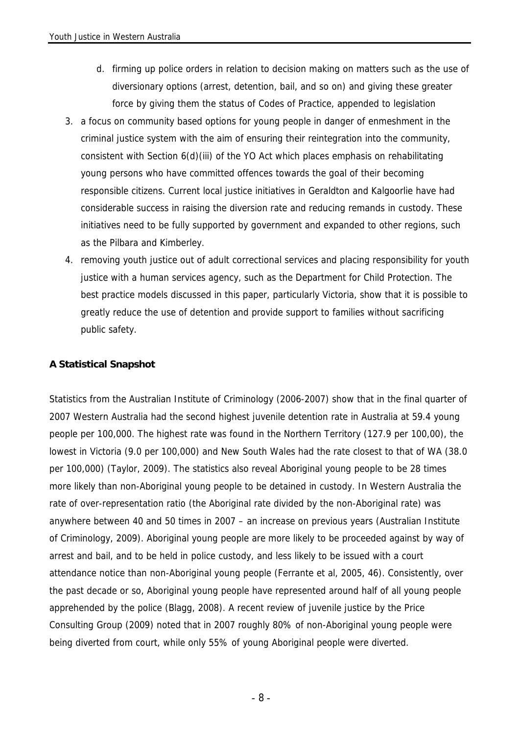d. firming up police orders in relation to decision making on matters such as the use of diversionary options (arrest, detention, bail, and so on) and giving these greater force by giving them the status of Codes of Practice, appended to legislation

3. a focus on community based options for young people in danger of enmeshment in the criminal justice system with the aim of ensuring their reintegration into the community, consistent with Section 6(d)(iii) of the YO Act which places emphasis on rehabilitating young persons who have committed offences towards the goal of their becoming responsible citizens. Current local justice initiatives in Geraldton and Kalgoorlie have had considerable success in raising the diversion rate and reducing remands in custody. These initiatives need to be fully supported by government and expanded to other regions, such as the Pilbara and Kimberley.
4. removing youth justice out of adult correctional services and placing responsibility for youth justice with a human services agency, such as the Department for Child Protection. The best practice models discussed in this paper, particularly Victoria, show that it is possible to greatly reduce the use of detention and provide support to families without sacrificing public safety.

**A Statistical Snapshot**

Statistics from the Australian Institute of Criminology (2006-2007) show that in the final quarter of 2007 Western Australia had the second highest juvenile detention rate in Australia at 59.4 young people per 100,000. The highest rate was found in the Northern Territory (127.9 per 100,00), the lowest in Victoria (9.0 per 100,000) and New South Wales had the rate closest to that of WA (38.0 per 100,000) (Taylor, 2009). The statistics also reveal Aboriginal young people to be 28 times more likely than non-Aboriginal young people to be detained in custody. In Western Australia the rate of over-representation ratio (the Aboriginal rate divided by the non-Aboriginal rate) was anywhere between 40 and 50 times in 2007 – an increase on previous years (Australian Institute of Criminology, 2009). Aboriginal young people are more likely to be proceeded against by way of arrest and bail, and to be held in police custody, and less likely to be issued with a court attendance notice than non-Aboriginal young people (Ferrante et al, 2005, 46). Consistently, over the past decade or so, Aboriginal young people have represented around half of all young people apprehended by the police (Blagg, 2008). A recent review of juvenile justice by the Price Consulting Group (2009) noted that in 2007 roughly 80% of non-Aboriginal young people were being diverted from court, while only 55% of young Aboriginal people were diverted.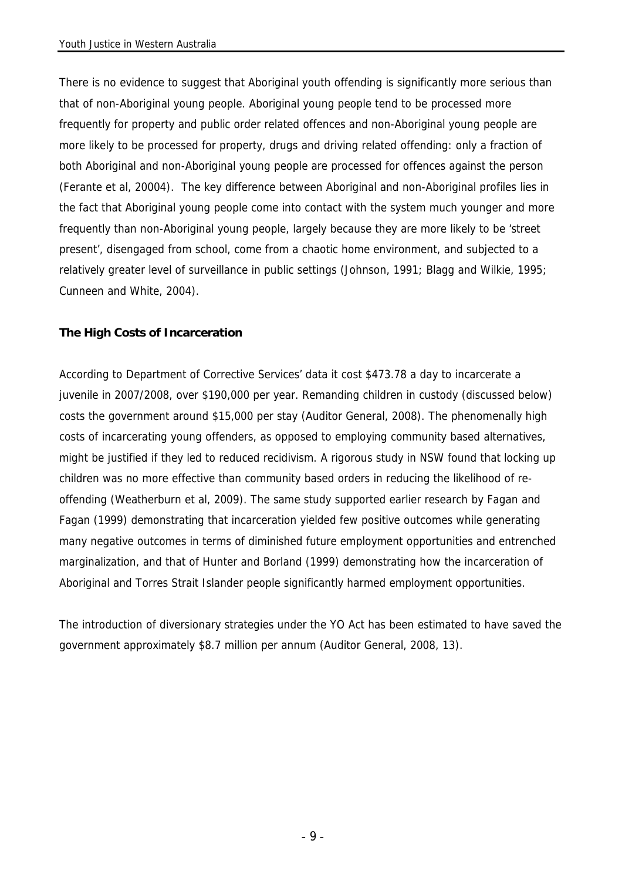There is no evidence to suggest that Aboriginal youth offending is significantly more serious than that of non-Aboriginal young people. Aboriginal young people tend to be processed more frequently for property and public order related offences and non-Aboriginal young people are more likely to be processed for property, drugs and driving related offending: only a fraction of both Aboriginal and non-Aboriginal young people are processed for offences against the person (Ferante et al, 20004). The key difference between Aboriginal and non-Aboriginal profiles lies in the fact that Aboriginal young people come into contact with the system much younger and more frequently than non-Aboriginal young people, largely because they are more likely to be 'street present', disengaged from school, come from a chaotic home environment, and subjected to a relatively greater level of surveillance in public settings (Johnson, 1991; Blagg and Wilkie, 1995; Cunneen and White, 2004).

**The High Costs of Incarceration**

According to Department of Corrective Services' data it cost $473.78 a day to incarcerate a juvenile in 2007/2008, over $190,000 per year. Remanding children in custody (discussed below) costs the government around $15,000 per stay (Auditor General, 2008). The phenomenally high costs of incarcerating young offenders, as opposed to employing community based alternatives, might be justified if they led to reduced recidivism. A rigorous study in NSW found that locking up children was no more effective than community based orders in reducing the likelihood of re-offending (Weatherburn et al, 2009). The same study supported earlier research by Fagan and Fagan (1999) demonstrating that incarceration yielded few positive outcomes while generating many negative outcomes in terms of diminished future employment opportunities and entrenched marginalization, and that of Hunter and Borland (1999) demonstrating how the incarceration of Aboriginal and Torres Strait Islander people significantly harmed employment opportunities.

The introduction of diversionary strategies under the YO Act has been estimated to have saved the government approximately $8.7 million per annum (Auditor General, 2008, 13).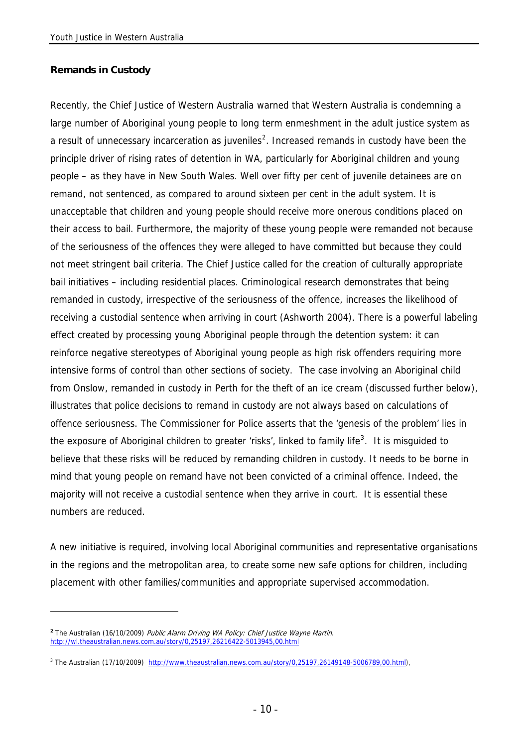**Remands in Custody**

Recently, the Chief Justice of Western Australia warned that Western Australia is condemning a large number of Aboriginal young people to long term enmeshment in the adult justice system as a result of unnecessary incarceration as juveniles[2]. Increased remands in custody have been the principle driver of rising rates of detention in WA, particularly for Aboriginal children and young people – as they have in New South Wales. Well over fifty per cent of juvenile detainees are on remand, not sentenced, as compared to around sixteen per cent in the adult system. It is unacceptable that children and young people should receive more onerous conditions placed on their access to bail. Furthermore, the majority of these young people were remanded not because of the seriousness of the offences they were alleged to have committed but because they could not meet stringent bail criteria. The Chief Justice called for the creation of culturally appropriate bail initiatives – including residential places. Criminological research demonstrates that being remanded in custody, irrespective of the seriousness of the offence, increases the likelihood of receiving a custodial sentence when arriving in court (Ashworth 2004). There is a powerful labeling effect created by processing young Aboriginal people through the detention system: it can reinforce negative stereotypes of Aboriginal young people as high risk offenders requiring more intensive forms of control than other sections of society. The case involving an Aboriginal child from Onslow, remanded in custody in Perth for the theft of an ice cream (discussed further below), illustrates that police decisions to remand in custody are not always based on calculations of offence seriousness. The Commissioner for Police asserts that the 'genesis of the problem' lies in the exposure of Aboriginal children to greater 'risks', linked to family life[3]. It is misguided to believe that these risks will be reduced by remanding children in custody. It needs to be borne in mind that young people on remand have not been convicted of a criminal offence. Indeed, the majority will not receive a custodial sentence when they arrive in court. It is essential these numbers are reduced.

A new initiative is required, involving local Aboriginal communities and representative organisations in the regions and the metropolitan area, to create some new safe options for children, including placement with other families/communities and appropriate supervised accommodation.

---

[2] The Australian (16/10/2009) *Public Alarm Driving WA Policy: Chief Justice Wayne Martin*. http://wl.theaustralian.news.com.au/story/0,25197,26216422-5013945,00.html

[3] The Australian (17/10/2009) http://www.theaustralian.news.com.au/story/0,25197,26149148-5006789,00.html),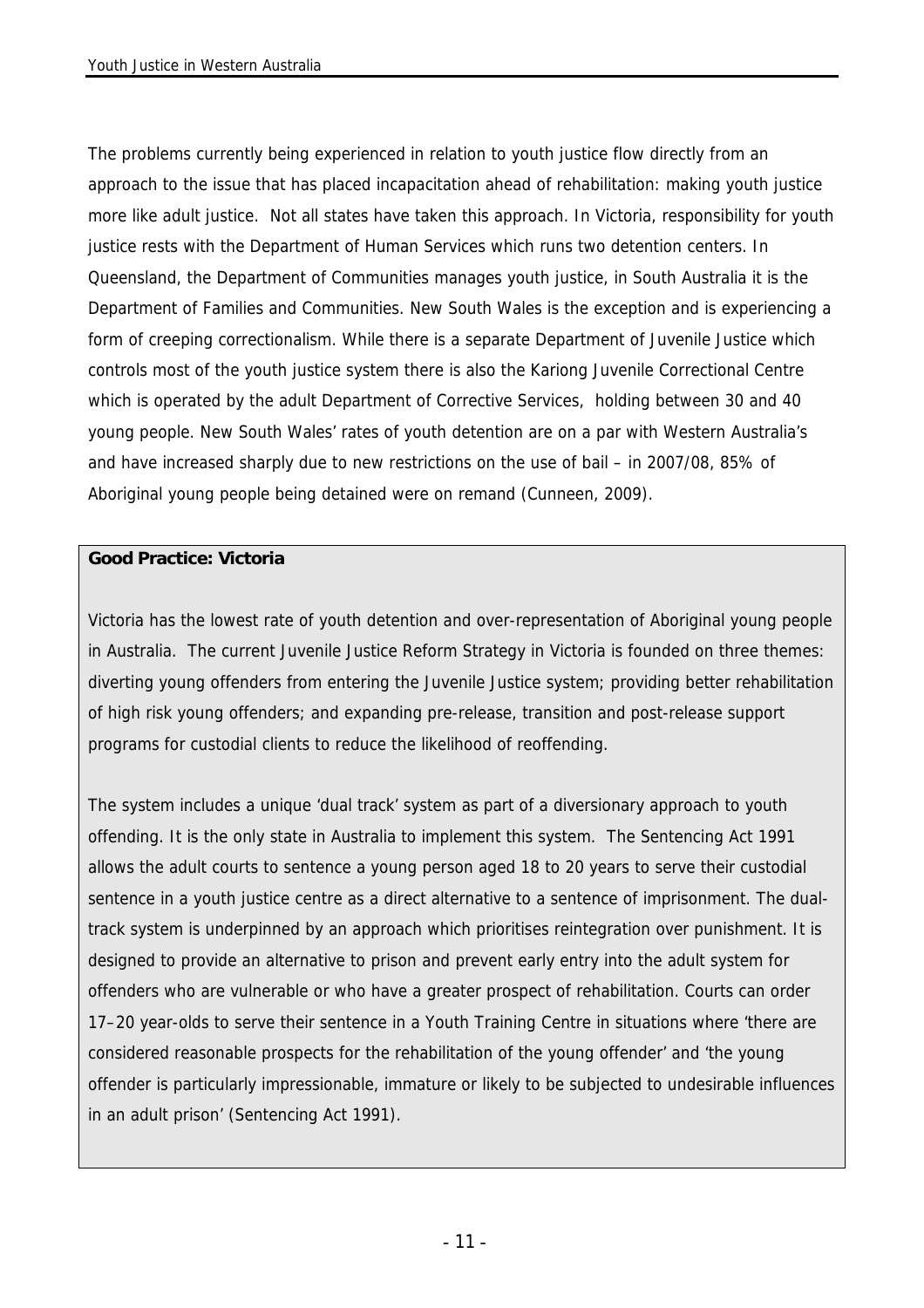The problems currently being experienced in relation to youth justice flow directly from an approach to the issue that has placed incapacitation ahead of rehabilitation: making youth justice more like adult justice. Not all states have taken this approach. In Victoria, responsibility for youth justice rests with the Department of Human Services which runs two detention centers. In Queensland, the Department of Communities manages youth justice, in South Australia it is the Department of Families and Communities. New South Wales is the exception and is experiencing a form of creeping correctionalism. While there is a separate Department of Juvenile Justice which controls most of the youth justice system there is also the Kariong Juvenile Correctional Centre which is operated by the adult Department of Corrective Services, holding between 30 and 40 young people. New South Wales' rates of youth detention are on a par with Western Australia's and have increased sharply due to new restrictions on the use of bail – in 2007/08, 85% of Aboriginal young people being detained were on remand (Cunneen, 2009).

**Good Practice: Victoria**

Victoria has the lowest rate of youth detention and over-representation of Aboriginal young people in Australia. The current Juvenile Justice Reform Strategy in Victoria is founded on three themes: diverting young offenders from entering the Juvenile Justice system; providing better rehabilitation of high risk young offenders; and expanding pre-release, transition and post-release support programs for custodial clients to reduce the likelihood of reoffending.

The system includes a unique 'dual track' system as part of a diversionary approach to youth offending. It is the only state in Australia to implement this system. The Sentencing Act 1991 allows the adult courts to sentence a young person aged 18 to 20 years to serve their custodial sentence in a youth justice centre as a direct alternative to a sentence of imprisonment. The dual-track system is underpinned by an approach which prioritises reintegration over punishment. It is designed to provide an alternative to prison and prevent early entry into the adult system for offenders who are vulnerable or who have a greater prospect of rehabilitation. Courts can order 17–20 year-olds to serve their sentence in a Youth Training Centre in situations where 'there are considered reasonable prospects for the rehabilitation of the young offender' and 'the young offender is particularly impressionable, immature or likely to be subjected to undesirable influences in an adult prison' (Sentencing Act 1991).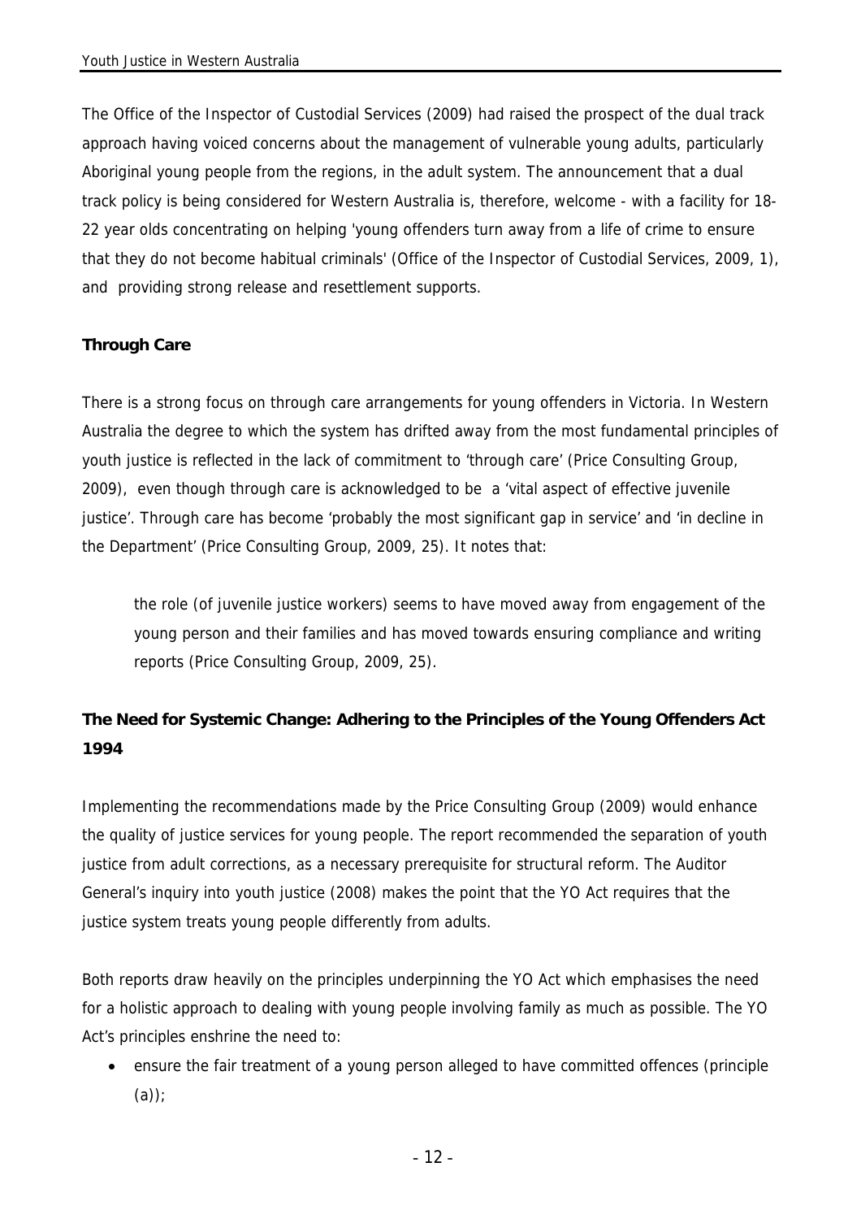The Office of the Inspector of Custodial Services (2009) had raised the prospect of the dual track approach having voiced concerns about the management of vulnerable young adults, particularly Aboriginal young people from the regions, in the adult system. The announcement that a dual track policy is being considered for Western Australia is, therefore, welcome - with a facility for 18-22 year olds concentrating on helping 'young offenders turn away from a life of crime to ensure that they do not become habitual criminals' (Office of the Inspector of Custodial Services, 2009, 1), and providing strong release and resettlement supports.

**Through Care**

There is a strong focus on through care arrangements for young offenders in Victoria. In Western Australia the degree to which the system has drifted away from the most fundamental principles of youth justice is reflected in the lack of commitment to 'through care' (Price Consulting Group, 2009), even though through care is acknowledged to be a 'vital aspect of effective juvenile justice'. Through care has become 'probably the most significant gap in service' and 'in decline in the Department' (Price Consulting Group, 2009, 25). It notes that:

> the role (of juvenile justice workers) seems to have moved away from engagement of the young person and their families and has moved towards ensuring compliance and writing reports (Price Consulting Group, 2009, 25).

**The Need for Systemic Change: Adhering to the Principles of the Young Offenders Act 1994**

Implementing the recommendations made by the Price Consulting Group (2009) would enhance the quality of justice services for young people. The report recommended the separation of youth justice from adult corrections, as a necessary prerequisite for structural reform. The Auditor General's inquiry into youth justice (2008) makes the point that the YO Act requires that the justice system treats young people differently from adults.

Both reports draw heavily on the principles underpinning the YO Act which emphasises the need for a holistic approach to dealing with young people involving family as much as possible. The YO Act's principles enshrine the need to:

- ensure the fair treatment of a young person alleged to have committed offences (principle (a));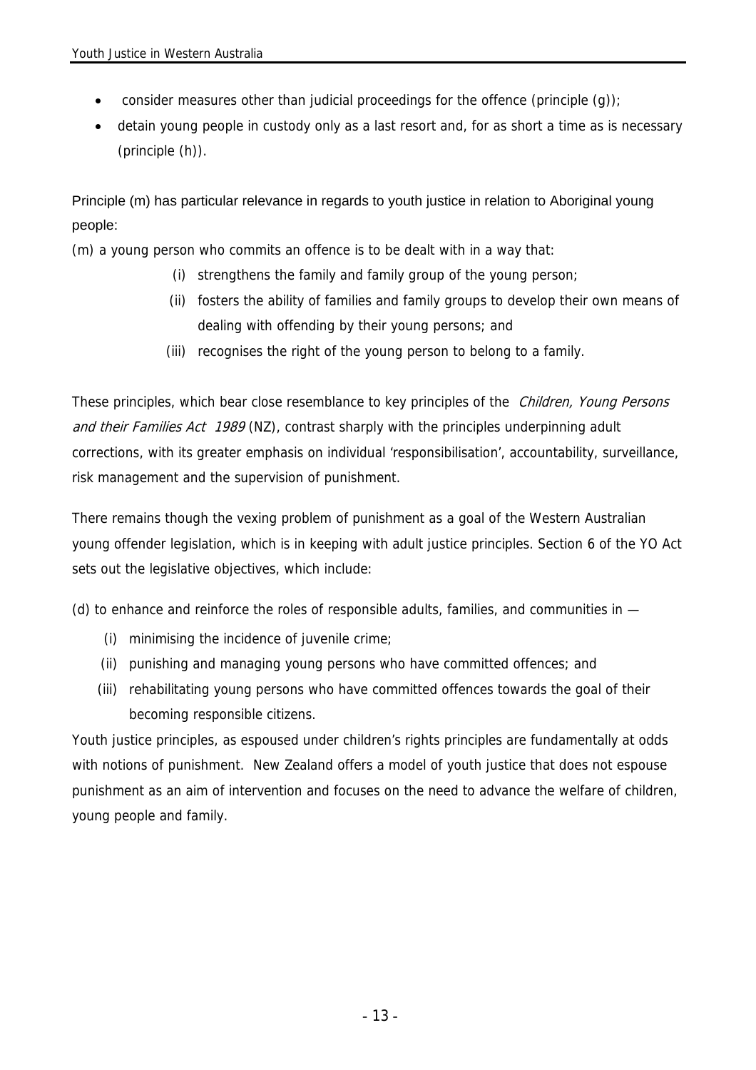- consider measures other than judicial proceedings for the offence (principle (g));
- detain young people in custody only as a last resort and, for as short a time as is necessary (principle (h)).

Principle (m) has particular relevance in regards to youth justice in relation to Aboriginal young people:

(m) a young person who commits an offence is to be dealt with in a way that:

(i) strengthens the family and family group of the young person;

(ii) fosters the ability of families and family groups to develop their own means of dealing with offending by their young persons; and

(iii) recognises the right of the young person to belong to a family.

These principles, which bear close resemblance to key principles of the *Children, Young Persons and their Families Act 1989* (NZ), contrast sharply with the principles underpinning adult corrections, with its greater emphasis on individual 'responsibilisation', accountability, surveillance, risk management and the supervision of punishment.

There remains though the vexing problem of punishment as a goal of the Western Australian young offender legislation, which is in keeping with adult justice principles. Section 6 of the YO Act sets out the legislative objectives, which include:

(d) to enhance and reinforce the roles of responsible adults, families, and communities in —

(i) minimising the incidence of juvenile crime;

(ii) punishing and managing young persons who have committed offences; and

(iii) rehabilitating young persons who have committed offences towards the goal of their becoming responsible citizens.

Youth justice principles, as espoused under children's rights principles are fundamentally at odds with notions of punishment. New Zealand offers a model of youth justice that does not espouse punishment as an aim of intervention and focuses on the need to advance the welfare of children, young people and family.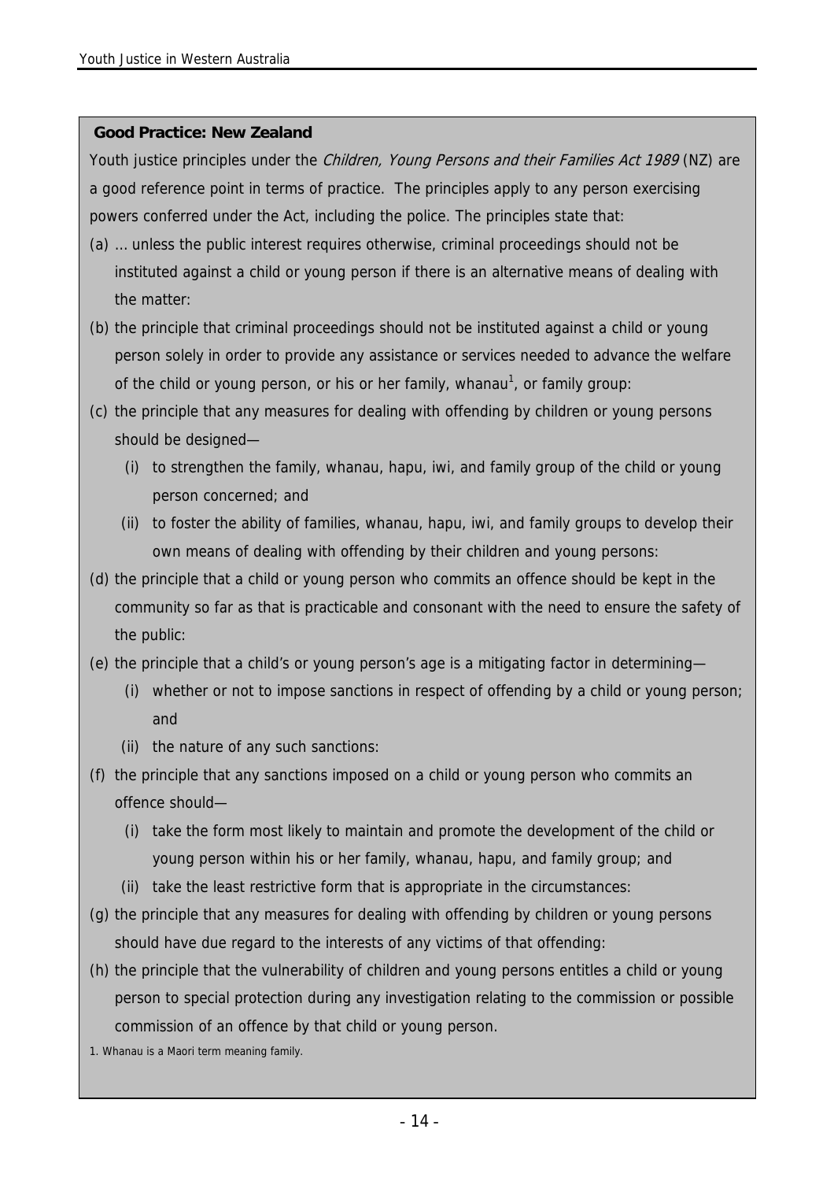**Good Practice: New Zealand**

Youth justice principles under the *Children, Young Persons and their Families Act 1989* (NZ) are a good reference point in terms of practice. The principles apply to any person exercising powers conferred under the Act, including the police. The principles state that:

(a) … unless the public interest requires otherwise, criminal proceedings should not be instituted against a child or young person if there is an alternative means of dealing with the matter:

(b) the principle that criminal proceedings should not be instituted against a child or young person solely in order to provide any assistance or services needed to advance the welfare of the child or young person, or his or her family, whanau[1], or family group:

(c) the principle that any measures for dealing with offending by children or young persons should be designed—

  (i) to strengthen the family, whanau, hapu, iwi, and family group of the child or young person concerned; and

  (ii) to foster the ability of families, whanau, hapu, iwi, and family groups to develop their own means of dealing with offending by their children and young persons:

(d) the principle that a child or young person who commits an offence should be kept in the community so far as that is practicable and consonant with the need to ensure the safety of the public:

(e) the principle that a child's or young person's age is a mitigating factor in determining—

  (i) whether or not to impose sanctions in respect of offending by a child or young person; and

  (ii) the nature of any such sanctions:

(f) the principle that any sanctions imposed on a child or young person who commits an offence should—

  (i) take the form most likely to maintain and promote the development of the child or young person within his or her family, whanau, hapu, and family group; and

  (ii) take the least restrictive form that is appropriate in the circumstances:

(g) the principle that any measures for dealing with offending by children or young persons should have due regard to the interests of any victims of that offending:

(h) the principle that the vulnerability of children and young persons entitles a child or young person to special protection during any investigation relating to the commission or possible commission of an offence by that child or young person.

1. Whanau is a Maori term meaning family.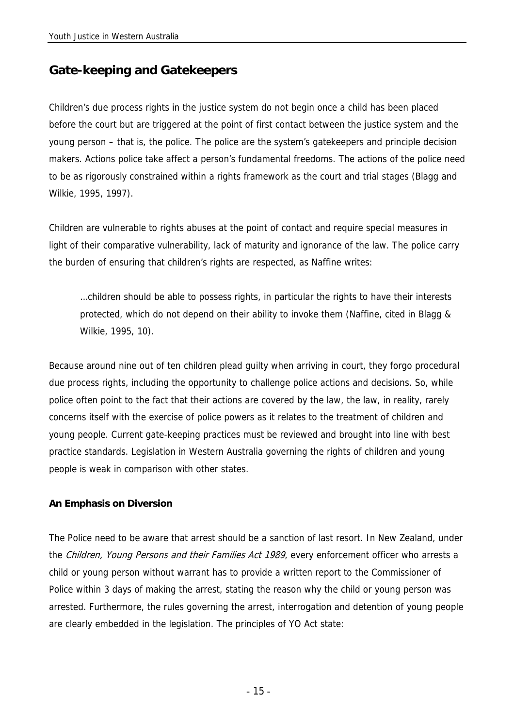## Gate-keeping and Gatekeepers

Children's due process rights in the justice system do not begin once a child has been placed before the court but are triggered at the point of first contact between the justice system and the young person – that is, the police. The police are the system's gatekeepers and principle decision makers. Actions police take affect a person's fundamental freedoms. The actions of the police need to be as rigorously constrained within a rights framework as the court and trial stages (Blagg and Wilkie, 1995, 1997).

Children are vulnerable to rights abuses at the point of contact and require special measures in light of their comparative vulnerability, lack of maturity and ignorance of the law. The police carry the burden of ensuring that children's rights are respected, as Naffine writes:

> …children should be able to possess rights, in particular the rights to have their interests protected, which do not depend on their ability to invoke them (Naffine, cited in Blagg & Wilkie, 1995, 10).

Because around nine out of ten children plead guilty when arriving in court, they forgo procedural due process rights, including the opportunity to challenge police actions and decisions. So, while police often point to the fact that their actions are covered by the law, the law, in reality, rarely concerns itself with the exercise of police powers as it relates to the treatment of children and young people. Current gate-keeping practices must be reviewed and brought into line with best practice standards. Legislation in Western Australia governing the rights of children and young people is weak in comparison with other states.

**An Emphasis on Diversion**

The Police need to be aware that arrest should be a sanction of last resort. In New Zealand, under the *Children, Young Persons and their Families Act 1989*, every enforcement officer who arrests a child or young person without warrant has to provide a written report to the Commissioner of Police within 3 days of making the arrest, stating the reason why the child or young person was arrested. Furthermore, the rules governing the arrest, interrogation and detention of young people are clearly embedded in the legislation. The principles of YO Act state: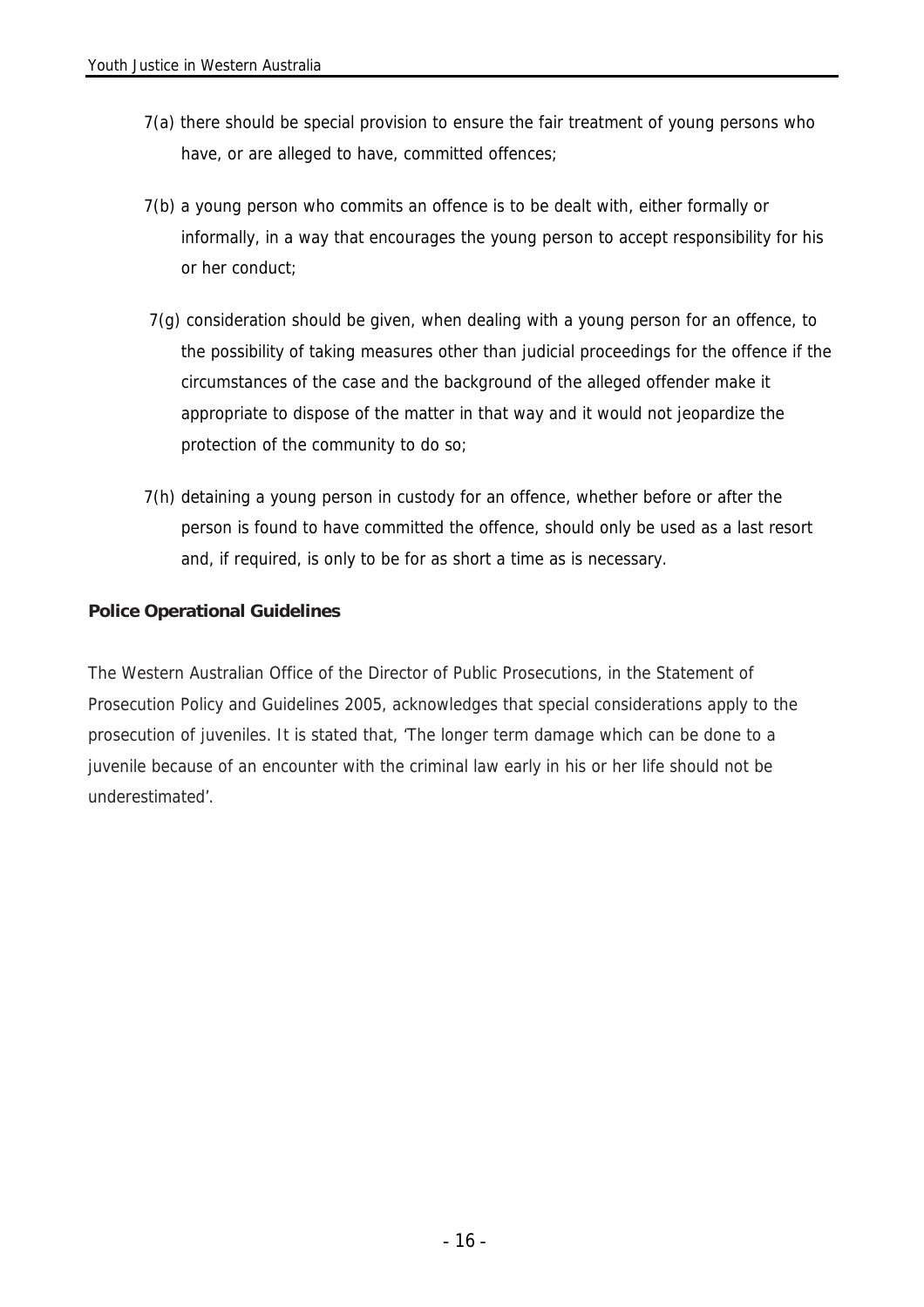7(a) there should be special provision to ensure the fair treatment of young persons who have, or are alleged to have, committed offences;

7(b) a young person who commits an offence is to be dealt with, either formally or informally, in a way that encourages the young person to accept responsibility for his or her conduct;

7(g) consideration should be given, when dealing with a young person for an offence, to the possibility of taking measures other than judicial proceedings for the offence if the circumstances of the case and the background of the alleged offender make it appropriate to dispose of the matter in that way and it would not jeopardize the protection of the community to do so;

7(h) detaining a young person in custody for an offence, whether before or after the person is found to have committed the offence, should only be used as a last resort and, if required, is only to be for as short a time as is necessary.

**Police Operational Guidelines**

The Western Australian Office of the Director of Public Prosecutions, in the Statement of Prosecution Policy and Guidelines 2005, acknowledges that special considerations apply to the prosecution of juveniles. It is stated that, 'The longer term damage which can be done to a juvenile because of an encounter with the criminal law early in his or her life should not be underestimated'.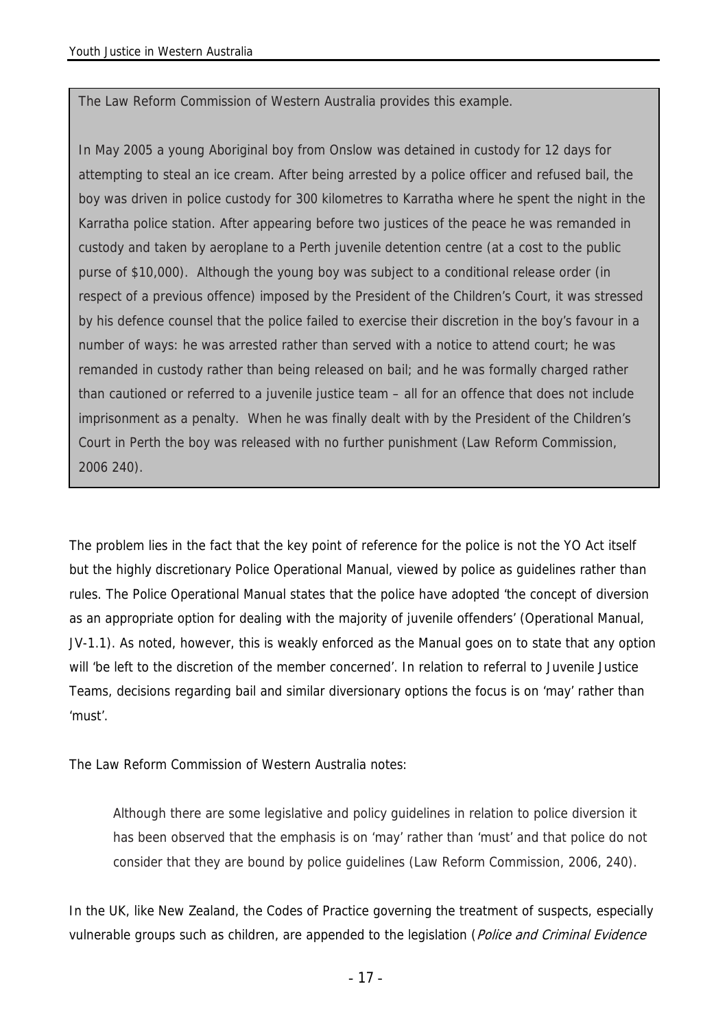> The Law Reform Commission of Western Australia provides this example.
>
> In May 2005 a young Aboriginal boy from Onslow was detained in custody for 12 days for attempting to steal an ice cream. After being arrested by a police officer and refused bail, the boy was driven in police custody for 300 kilometres to Karratha where he spent the night in the Karratha police station. After appearing before two justices of the peace he was remanded in custody and taken by aeroplane to a Perth juvenile detention centre (at a cost to the public purse of $10,000). Although the young boy was subject to a conditional release order (in respect of a previous offence) imposed by the President of the Children's Court, it was stressed by his defence counsel that the police failed to exercise their discretion in the boy's favour in a number of ways: he was arrested rather than served with a notice to attend court; he was remanded in custody rather than being released on bail; and he was formally charged rather than cautioned or referred to a juvenile justice team – all for an offence that does not include imprisonment as a penalty. When he was finally dealt with by the President of the Children's Court in Perth the boy was released with no further punishment (Law Reform Commission, 2006 240).

The problem lies in the fact that the key point of reference for the police is not the YO Act itself but the highly discretionary Police Operational Manual, viewed by police as guidelines rather than rules. The Police Operational Manual states that the police have adopted 'the concept of diversion as an appropriate option for dealing with the majority of juvenile offenders' (Operational Manual, JV-1.1). As noted, however, this is weakly enforced as the Manual goes on to state that any option will 'be left to the discretion of the member concerned'. In relation to referral to Juvenile Justice Teams, decisions regarding bail and similar diversionary options the focus is on 'may' rather than 'must'.

The Law Reform Commission of Western Australia notes:

> Although there are some legislative and policy guidelines in relation to police diversion it has been observed that the emphasis is on 'may' rather than 'must' and that police do not consider that they are bound by police guidelines (Law Reform Commission, 2006, 240).

In the UK, like New Zealand, the Codes of Practice governing the treatment of suspects, especially vulnerable groups such as children, are appended to the legislation (*Police and Criminal Evidence*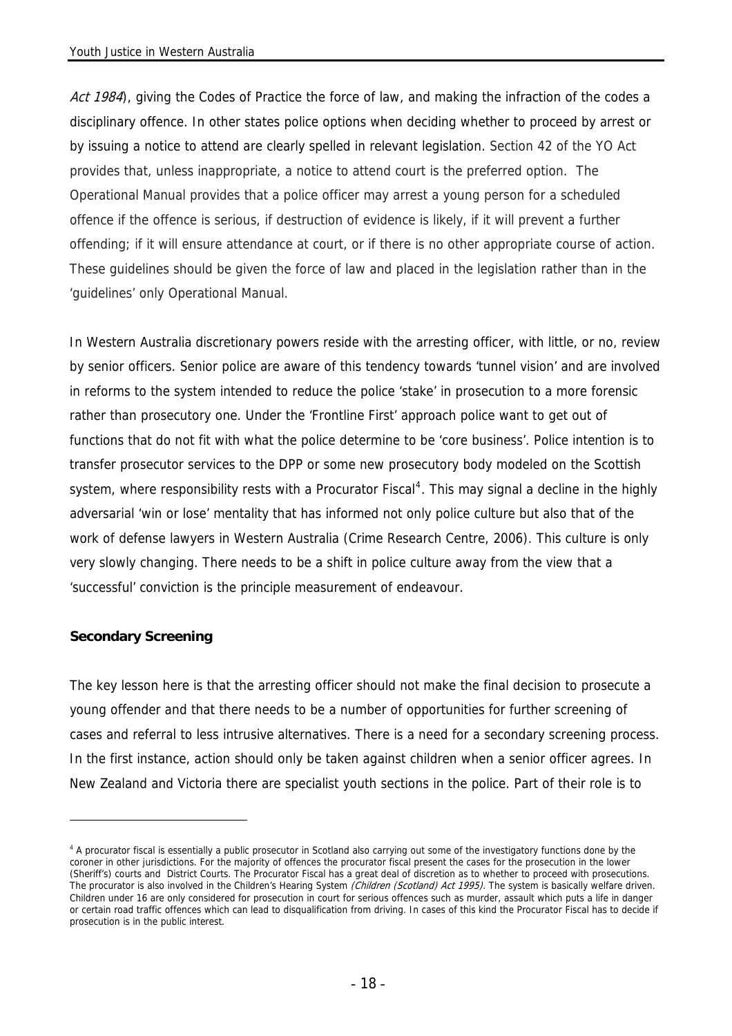*Act 1984*), giving the Codes of Practice the force of law, and making the infraction of the codes a disciplinary offence. In other states police options when deciding whether to proceed by arrest or by issuing a notice to attend are clearly spelled in relevant legislation. Section 42 of the YO Act provides that, unless inappropriate, a notice to attend court is the preferred option. The Operational Manual provides that a police officer may arrest a young person for a scheduled offence if the offence is serious, if destruction of evidence is likely, if it will prevent a further offending; if it will ensure attendance at court, or if there is no other appropriate course of action. These guidelines should be given the force of law and placed in the legislation rather than in the 'guidelines' only Operational Manual.

In Western Australia discretionary powers reside with the arresting officer, with little, or no, review by senior officers. Senior police are aware of this tendency towards 'tunnel vision' and are involved in reforms to the system intended to reduce the police 'stake' in prosecution to a more forensic rather than prosecutory one. Under the 'Frontline First' approach police want to get out of functions that do not fit with what the police determine to be 'core business'. Police intention is to transfer prosecutor services to the DPP or some new prosecutory body modeled on the Scottish system, where responsibility rests with a Procurator Fiscal[4]. This may signal a decline in the highly adversarial 'win or lose' mentality that has informed not only police culture but also that of the work of defense lawyers in Western Australia (Crime Research Centre, 2006). This culture is only very slowly changing. There needs to be a shift in police culture away from the view that a 'successful' conviction is the principle measurement of endeavour.

**Secondary Screening**

The key lesson here is that the arresting officer should not make the final decision to prosecute a young offender and that there needs to be a number of opportunities for further screening of cases and referral to less intrusive alternatives. There is a need for a secondary screening process. In the first instance, action should only be taken against children when a senior officer agrees. In New Zealand and Victoria there are specialist youth sections in the police. Part of their role is to

[4] A procurator fiscal is essentially a public prosecutor in Scotland also carrying out some of the investigatory functions done by the coroner in other jurisdictions. For the majority of offences the procurator fiscal present the cases for the prosecution in the lower (Sheriff's) courts and District Courts. The Procurator Fiscal has a great deal of discretion as to whether to proceed with prosecutions. The procurator is also involved in the Children's Hearing System *(Children (Scotland) Act 1995)*. The system is basically welfare driven. Children under 16 are only considered for prosecution in court for serious offences such as murder, assault which puts a life in danger or certain road traffic offences which can lead to disqualification from driving. In cases of this kind the Procurator Fiscal has to decide if prosecution is in the public interest.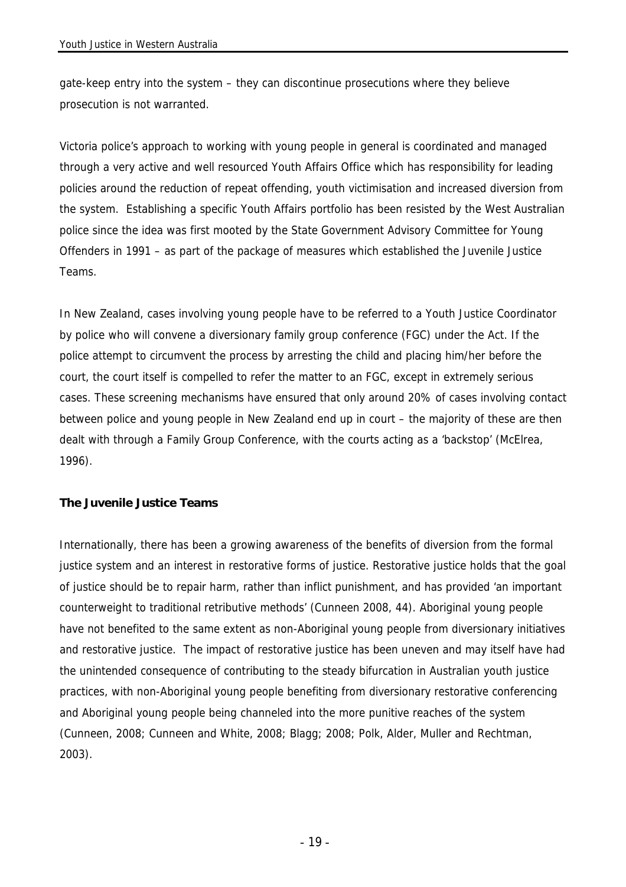gate-keep entry into the system – they can discontinue prosecutions where they believe prosecution is not warranted.

Victoria police's approach to working with young people in general is coordinated and managed through a very active and well resourced Youth Affairs Office which has responsibility for leading policies around the reduction of repeat offending, youth victimisation and increased diversion from the system. Establishing a specific Youth Affairs portfolio has been resisted by the West Australian police since the idea was first mooted by the State Government Advisory Committee for Young Offenders in 1991 – as part of the package of measures which established the Juvenile Justice Teams.

In New Zealand, cases involving young people have to be referred to a Youth Justice Coordinator by police who will convene a diversionary family group conference (FGC) under the Act. If the police attempt to circumvent the process by arresting the child and placing him/her before the court, the court itself is compelled to refer the matter to an FGC, except in extremely serious cases. These screening mechanisms have ensured that only around 20% of cases involving contact between police and young people in New Zealand end up in court – the majority of these are then dealt with through a Family Group Conference, with the courts acting as a 'backstop' (McElrea, 1996).

**The Juvenile Justice Teams**

Internationally, there has been a growing awareness of the benefits of diversion from the formal justice system and an interest in restorative forms of justice. Restorative justice holds that the goal of justice should be to repair harm, rather than inflict punishment, and has provided 'an important counterweight to traditional retributive methods' (Cunneen 2008, 44). Aboriginal young people have not benefited to the same extent as non-Aboriginal young people from diversionary initiatives and restorative justice. The impact of restorative justice has been uneven and may itself have had the unintended consequence of contributing to the steady bifurcation in Australian youth justice practices, with non-Aboriginal young people benefiting from diversionary restorative conferencing and Aboriginal young people being channeled into the more punitive reaches of the system (Cunneen, 2008; Cunneen and White, 2008; Blagg; 2008; Polk, Alder, Muller and Rechtman, 2003).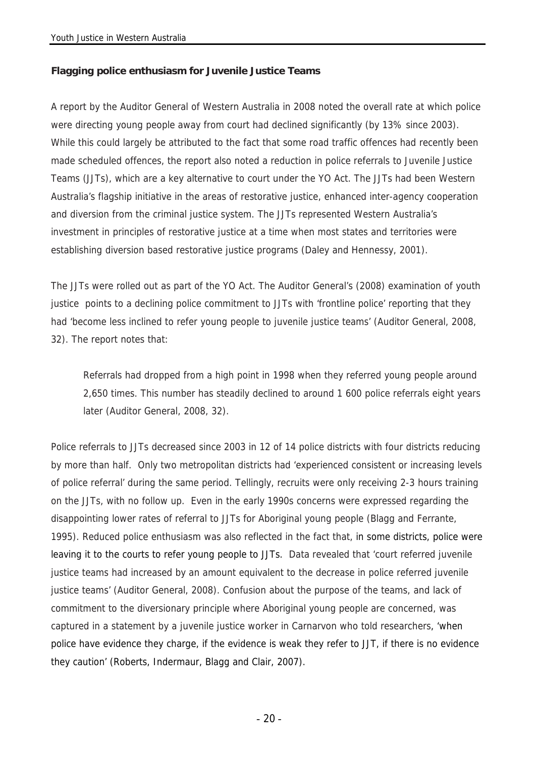### Flagging police enthusiasm for Juvenile Justice Teams

A report by the Auditor General of Western Australia in 2008 noted the overall rate at which police were directing young people away from court had declined significantly (by 13% since 2003). While this could largely be attributed to the fact that some road traffic offences had recently been made scheduled offences, the report also noted a reduction in police referrals to Juvenile Justice Teams (JJTs), which are a key alternative to court under the YO Act. The JJTs had been Western Australia's flagship initiative in the areas of restorative justice, enhanced inter-agency cooperation and diversion from the criminal justice system. The JJTs represented Western Australia's investment in principles of restorative justice at a time when most states and territories were establishing diversion based restorative justice programs (Daley and Hennessy, 2001).

The JJTs were rolled out as part of the YO Act. The Auditor General's (2008) examination of youth justice points to a declining police commitment to JJTs with 'frontline police' reporting that they had 'become less inclined to refer young people to juvenile justice teams' (Auditor General, 2008, 32). The report notes that:

> Referrals had dropped from a high point in 1998 when they referred young people around 2,650 times. This number has steadily declined to around 1 600 police referrals eight years later (Auditor General, 2008, 32).

Police referrals to JJTs decreased since 2003 in 12 of 14 police districts with four districts reducing by more than half. Only two metropolitan districts had 'experienced consistent or increasing levels of police referral' during the same period. Tellingly, recruits were only receiving 2-3 hours training on the JJTs, with no follow up. Even in the early 1990s concerns were expressed regarding the disappointing lower rates of referral to JJTs for Aboriginal young people (Blagg and Ferrante, 1995). Reduced police enthusiasm was also reflected in the fact that, in some districts, police were leaving it to the courts to refer young people to JJTs. Data revealed that 'court referred juvenile justice teams had increased by an amount equivalent to the decrease in police referred juvenile justice teams' (Auditor General, 2008). Confusion about the purpose of the teams, and lack of commitment to the diversionary principle where Aboriginal young people are concerned, was captured in a statement by a juvenile justice worker in Carnarvon who told researchers, 'when police have evidence they charge, if the evidence is weak they refer to JJT, if there is no evidence they caution' (Roberts, Indermaur, Blagg and Clair, 2007).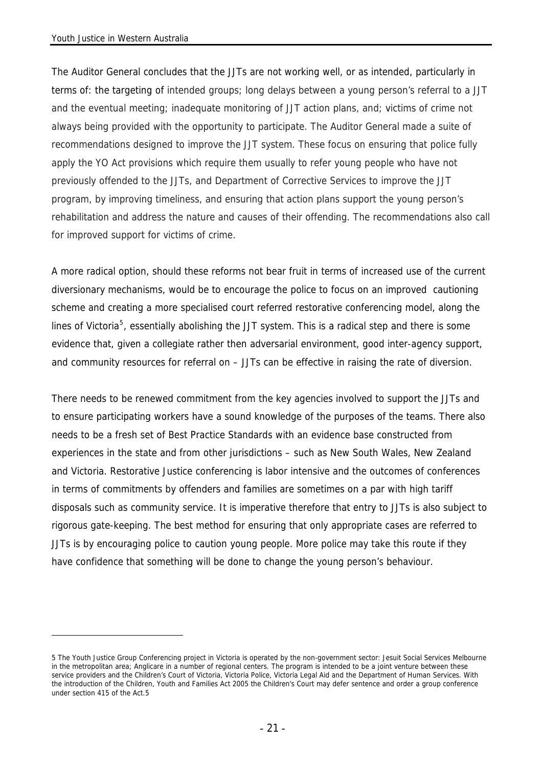The Auditor General concludes that the JJTs are not working well, or as intended, particularly in terms of: the targeting of intended groups; long delays between a young person's referral to a JJT and the eventual meeting; inadequate monitoring of JJT action plans, and; victims of crime not always being provided with the opportunity to participate. The Auditor General made a suite of recommendations designed to improve the JJT system. These focus on ensuring that police fully apply the YO Act provisions which require them usually to refer young people who have not previously offended to the JJTs, and Department of Corrective Services to improve the JJT program, by improving timeliness, and ensuring that action plans support the young person's rehabilitation and address the nature and causes of their offending. The recommendations also call for improved support for victims of crime.

A more radical option, should these reforms not bear fruit in terms of increased use of the current diversionary mechanisms, would be to encourage the police to focus on an improved cautioning scheme and creating a more specialised court referred restorative conferencing model, along the lines of Victoria[5], essentially abolishing the JJT system. This is a radical step and there is some evidence that, given a collegiate rather then adversarial environment, good inter-agency support, and community resources for referral on – JJTs can be effective in raising the rate of diversion.

There needs to be renewed commitment from the key agencies involved to support the JJTs and to ensure participating workers have a sound knowledge of the purposes of the teams. There also needs to be a fresh set of Best Practice Standards with an evidence base constructed from experiences in the state and from other jurisdictions – such as New South Wales, New Zealand and Victoria. Restorative Justice conferencing is labor intensive and the outcomes of conferences in terms of commitments by offenders and families are sometimes on a par with high tariff disposals such as community service. It is imperative therefore that entry to JJTs is also subject to rigorous gate-keeping. The best method for ensuring that only appropriate cases are referred to JJTs is by encouraging police to caution young people. More police may take this route if they have confidence that something will be done to change the young person's behaviour.

---

5 The Youth Justice Group Conferencing project in Victoria is operated by the non-government sector: Jesuit Social Services Melbourne in the metropolitan area; Anglicare in a number of regional centers. The program is intended to be a joint venture between these service providers and the Children's Court of Victoria, Victoria Police, Victoria Legal Aid and the Department of Human Services. With the introduction of the Children, Youth and Families Act 2005 the Children's Court may defer sentence and order a group conference under section 415 of the Act.5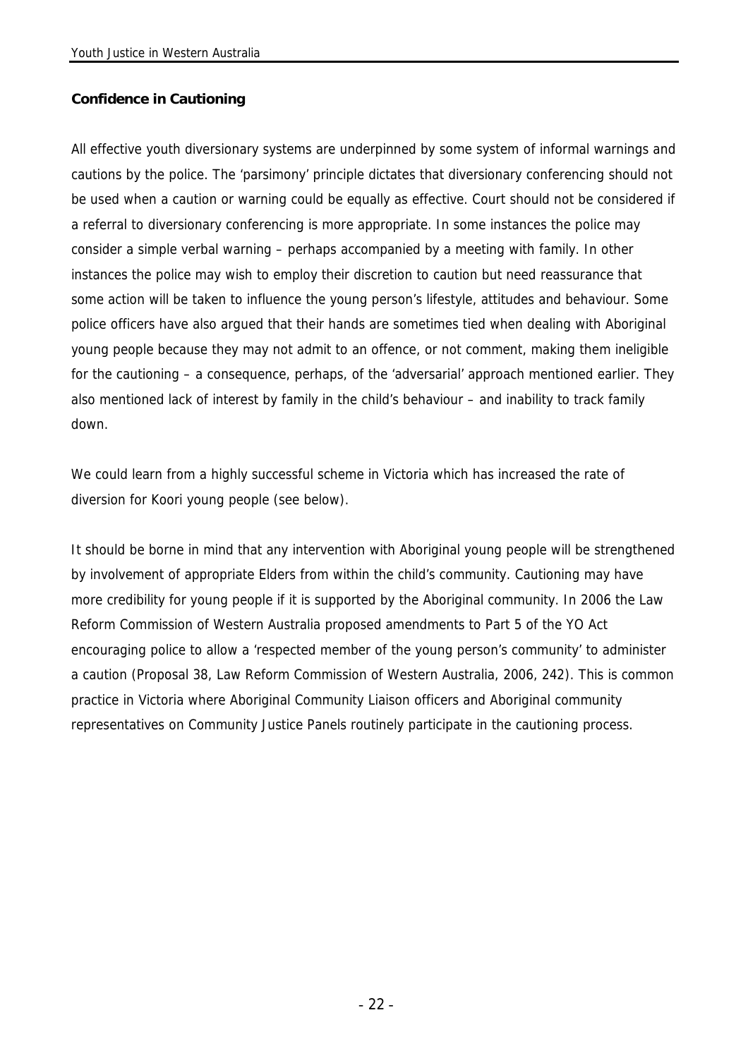**Confidence in Cautioning**

All effective youth diversionary systems are underpinned by some system of informal warnings and cautions by the police. The 'parsimony' principle dictates that diversionary conferencing should not be used when a caution or warning could be equally as effective. Court should not be considered if a referral to diversionary conferencing is more appropriate. In some instances the police may consider a simple verbal warning – perhaps accompanied by a meeting with family. In other instances the police may wish to employ their discretion to caution but need reassurance that some action will be taken to influence the young person's lifestyle, attitudes and behaviour. Some police officers have also argued that their hands are sometimes tied when dealing with Aboriginal young people because they may not admit to an offence, or not comment, making them ineligible for the cautioning – a consequence, perhaps, of the 'adversarial' approach mentioned earlier. They also mentioned lack of interest by family in the child's behaviour – and inability to track family down.

We could learn from a highly successful scheme in Victoria which has increased the rate of diversion for Koori young people (see below).

It should be borne in mind that any intervention with Aboriginal young people will be strengthened by involvement of appropriate Elders from within the child's community. Cautioning may have more credibility for young people if it is supported by the Aboriginal community. In 2006 the Law Reform Commission of Western Australia proposed amendments to Part 5 of the YO Act encouraging police to allow a 'respected member of the young person's community' to administer a caution (Proposal 38, Law Reform Commission of Western Australia, 2006, 242). This is common practice in Victoria where Aboriginal Community Liaison officers and Aboriginal community representatives on Community Justice Panels routinely participate in the cautioning process.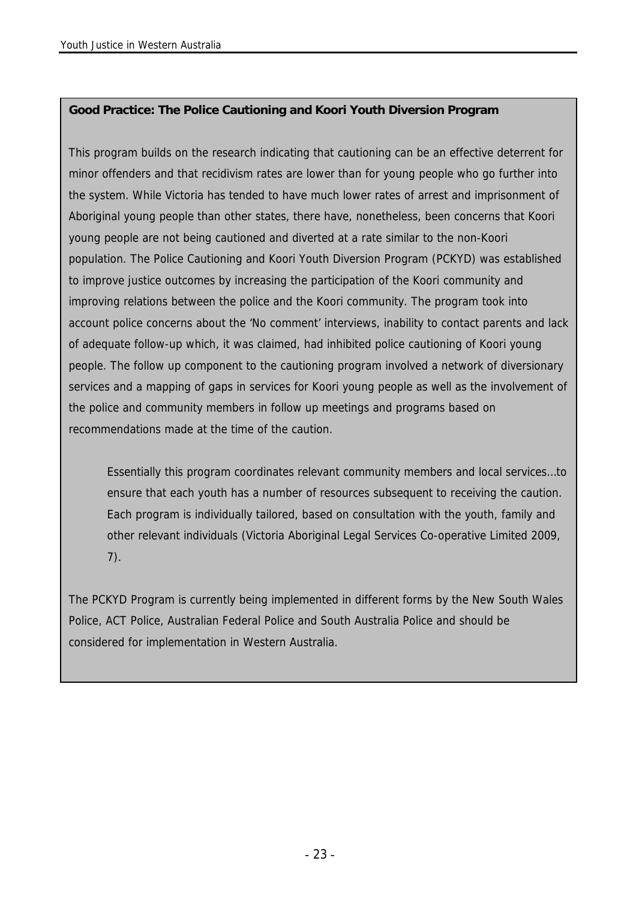**Good Practice: The Police Cautioning and Koori Youth Diversion Program**

This program builds on the research indicating that cautioning can be an effective deterrent for minor offenders and that recidivism rates are lower than for young people who go further into the system. While Victoria has tended to have much lower rates of arrest and imprisonment of Aboriginal young people than other states, there have, nonetheless, been concerns that Koori young people are not being cautioned and diverted at a rate similar to the non-Koori population. The Police Cautioning and Koori Youth Diversion Program (PCKYD) was established to improve justice outcomes by increasing the participation of the Koori community and improving relations between the police and the Koori community. The program took into account police concerns about the 'No comment' interviews, inability to contact parents and lack of adequate follow-up which, it was claimed, had inhibited police cautioning of Koori young people. The follow up component to the cautioning program involved a network of diversionary services and a mapping of gaps in services for Koori young people as well as the involvement of the police and community members in follow up meetings and programs based on recommendations made at the time of the caution.

> Essentially this program coordinates relevant community members and local services…to ensure that each youth has a number of resources subsequent to receiving the caution. Each program is individually tailored, based on consultation with the youth, family and other relevant individuals (Victoria Aboriginal Legal Services Co-operative Limited 2009, 7).

The PCKYD Program is currently being implemented in different forms by the New South Wales Police, ACT Police, Australian Federal Police and South Australia Police and should be considered for implementation in Western Australia.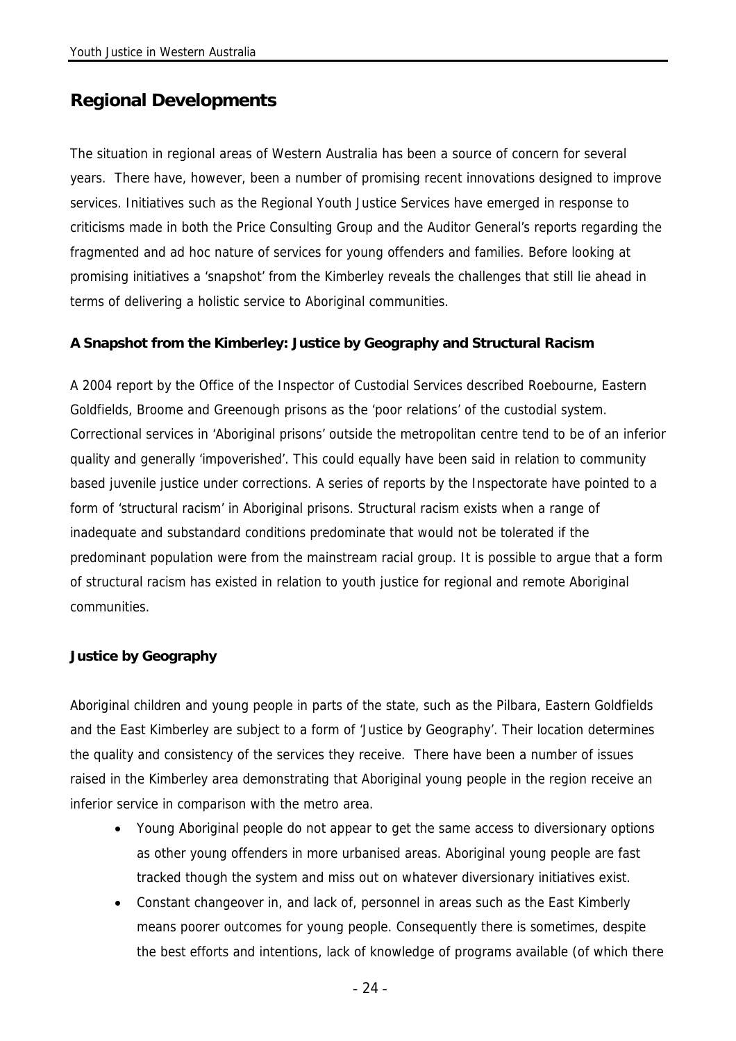## Regional Developments

The situation in regional areas of Western Australia has been a source of concern for several years. There have, however, been a number of promising recent innovations designed to improve services. Initiatives such as the Regional Youth Justice Services have emerged in response to criticisms made in both the Price Consulting Group and the Auditor General's reports regarding the fragmented and ad hoc nature of services for young offenders and families. Before looking at promising initiatives a 'snapshot' from the Kimberley reveals the challenges that still lie ahead in terms of delivering a holistic service to Aboriginal communities.

### A Snapshot from the Kimberley: Justice by Geography and Structural Racism

A 2004 report by the Office of the Inspector of Custodial Services described Roebourne, Eastern Goldfields, Broome and Greenough prisons as the 'poor relations' of the custodial system. Correctional services in 'Aboriginal prisons' outside the metropolitan centre tend to be of an inferior quality and generally 'impoverished'. This could equally have been said in relation to community based juvenile justice under corrections. A series of reports by the Inspectorate have pointed to a form of 'structural racism' in Aboriginal prisons. Structural racism exists when a range of inadequate and substandard conditions predominate that would not be tolerated if the predominant population were from the mainstream racial group. It is possible to argue that a form of structural racism has existed in relation to youth justice for regional and remote Aboriginal communities.

### Justice by Geography

Aboriginal children and young people in parts of the state, such as the Pilbara, Eastern Goldfields and the East Kimberley are subject to a form of 'Justice by Geography'. Their location determines the quality and consistency of the services they receive. There have been a number of issues raised in the Kimberley area demonstrating that Aboriginal young people in the region receive an inferior service in comparison with the metro area.

- Young Aboriginal people do not appear to get the same access to diversionary options as other young offenders in more urbanised areas. Aboriginal young people are fast tracked though the system and miss out on whatever diversionary initiatives exist.
- Constant changeover in, and lack of, personnel in areas such as the East Kimberly means poorer outcomes for young people. Consequently there is sometimes, despite the best efforts and intentions, lack of knowledge of programs available (of which there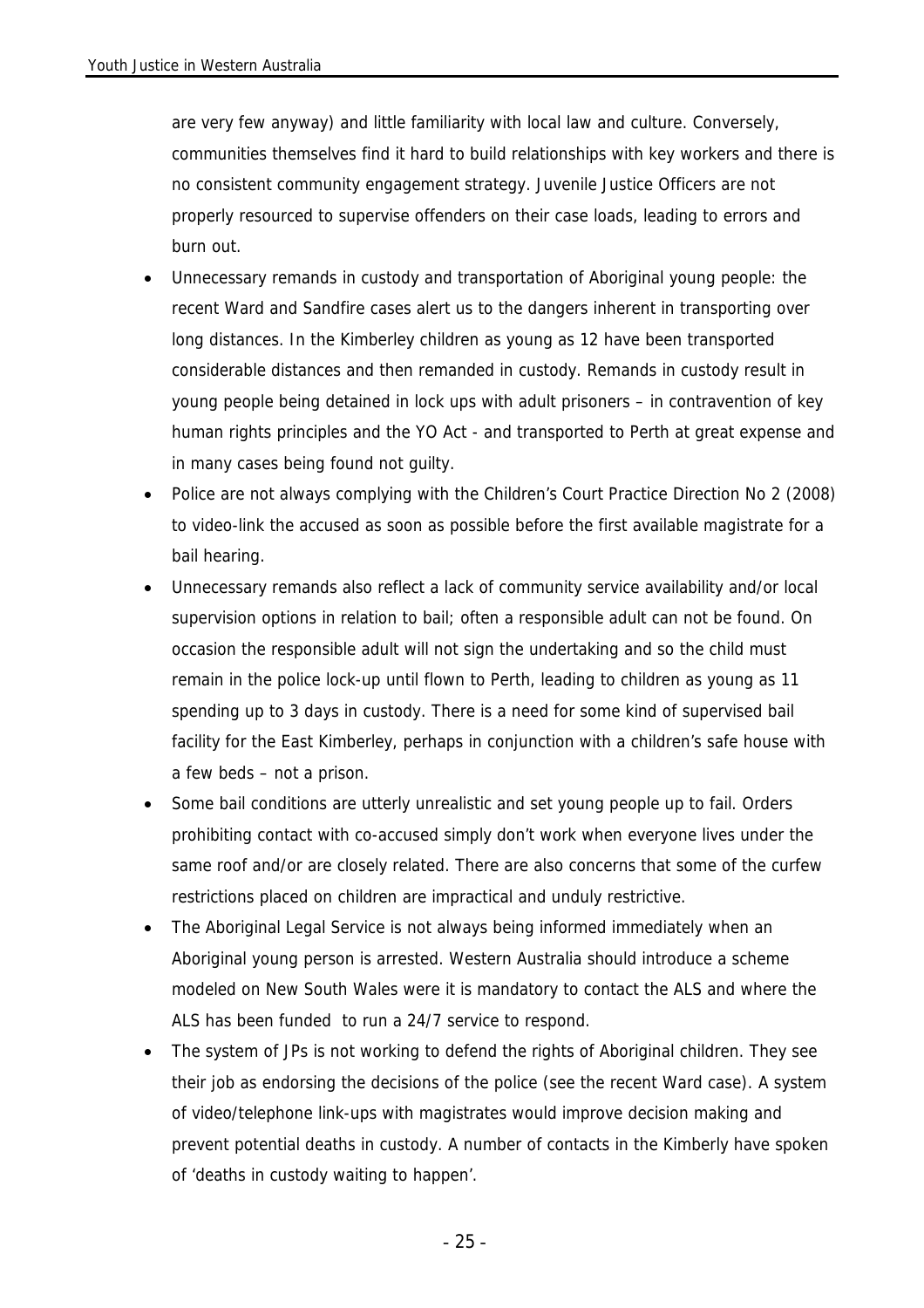are very few anyway) and little familiarity with local law and culture. Conversely, communities themselves find it hard to build relationships with key workers and there is no consistent community engagement strategy. Juvenile Justice Officers are not properly resourced to supervise offenders on their case loads, leading to errors and burn out.

- Unnecessary remands in custody and transportation of Aboriginal young people: the recent Ward and Sandfire cases alert us to the dangers inherent in transporting over long distances. In the Kimberley children as young as 12 have been transported considerable distances and then remanded in custody. Remands in custody result in young people being detained in lock ups with adult prisoners – in contravention of key human rights principles and the YO Act - and transported to Perth at great expense and in many cases being found not guilty.
- Police are not always complying with the Children's Court Practice Direction No 2 (2008) to video-link the accused as soon as possible before the first available magistrate for a bail hearing.
- Unnecessary remands also reflect a lack of community service availability and/or local supervision options in relation to bail; often a responsible adult can not be found. On occasion the responsible adult will not sign the undertaking and so the child must remain in the police lock-up until flown to Perth, leading to children as young as 11 spending up to 3 days in custody. There is a need for some kind of supervised bail facility for the East Kimberley, perhaps in conjunction with a children's safe house with a few beds – not a prison.
- Some bail conditions are utterly unrealistic and set young people up to fail. Orders prohibiting contact with co-accused simply don't work when everyone lives under the same roof and/or are closely related. There are also concerns that some of the curfew restrictions placed on children are impractical and unduly restrictive.
- The Aboriginal Legal Service is not always being informed immediately when an Aboriginal young person is arrested. Western Australia should introduce a scheme modeled on New South Wales were it is mandatory to contact the ALS and where the ALS has been funded to run a 24/7 service to respond.
- The system of JPs is not working to defend the rights of Aboriginal children. They see their job as endorsing the decisions of the police (see the recent Ward case). A system of video/telephone link-ups with magistrates would improve decision making and prevent potential deaths in custody. A number of contacts in the Kimberly have spoken of 'deaths in custody waiting to happen'.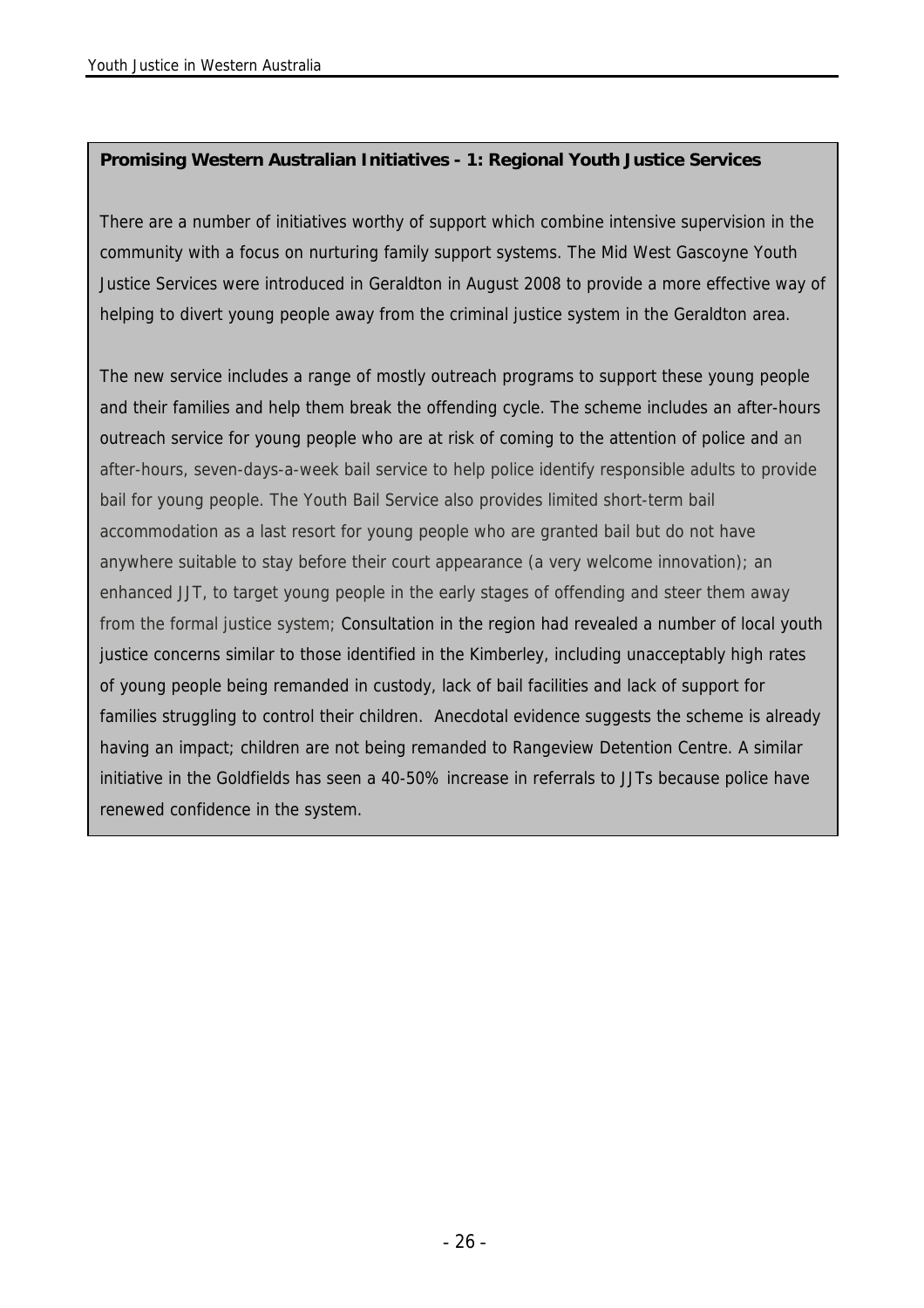**Promising Western Australian Initiatives - 1: Regional Youth Justice Services**

There are a number of initiatives worthy of support which combine intensive supervision in the community with a focus on nurturing family support systems. The Mid West Gascoyne Youth Justice Services were introduced in Geraldton in August 2008 to provide a more effective way of helping to divert young people away from the criminal justice system in the Geraldton area.

The new service includes a range of mostly outreach programs to support these young people and their families and help them break the offending cycle. The scheme includes an after-hours outreach service for young people who are at risk of coming to the attention of police and an after-hours, seven-days-a-week bail service to help police identify responsible adults to provide bail for young people. The Youth Bail Service also provides limited short-term bail accommodation as a last resort for young people who are granted bail but do not have anywhere suitable to stay before their court appearance (a very welcome innovation); an enhanced JJT, to target young people in the early stages of offending and steer them away from the formal justice system; Consultation in the region had revealed a number of local youth justice concerns similar to those identified in the Kimberley, including unacceptably high rates of young people being remanded in custody, lack of bail facilities and lack of support for families struggling to control their children. Anecdotal evidence suggests the scheme is already having an impact; children are not being remanded to Rangeview Detention Centre. A similar initiative in the Goldfields has seen a 40-50% increase in referrals to JJTs because police have renewed confidence in the system.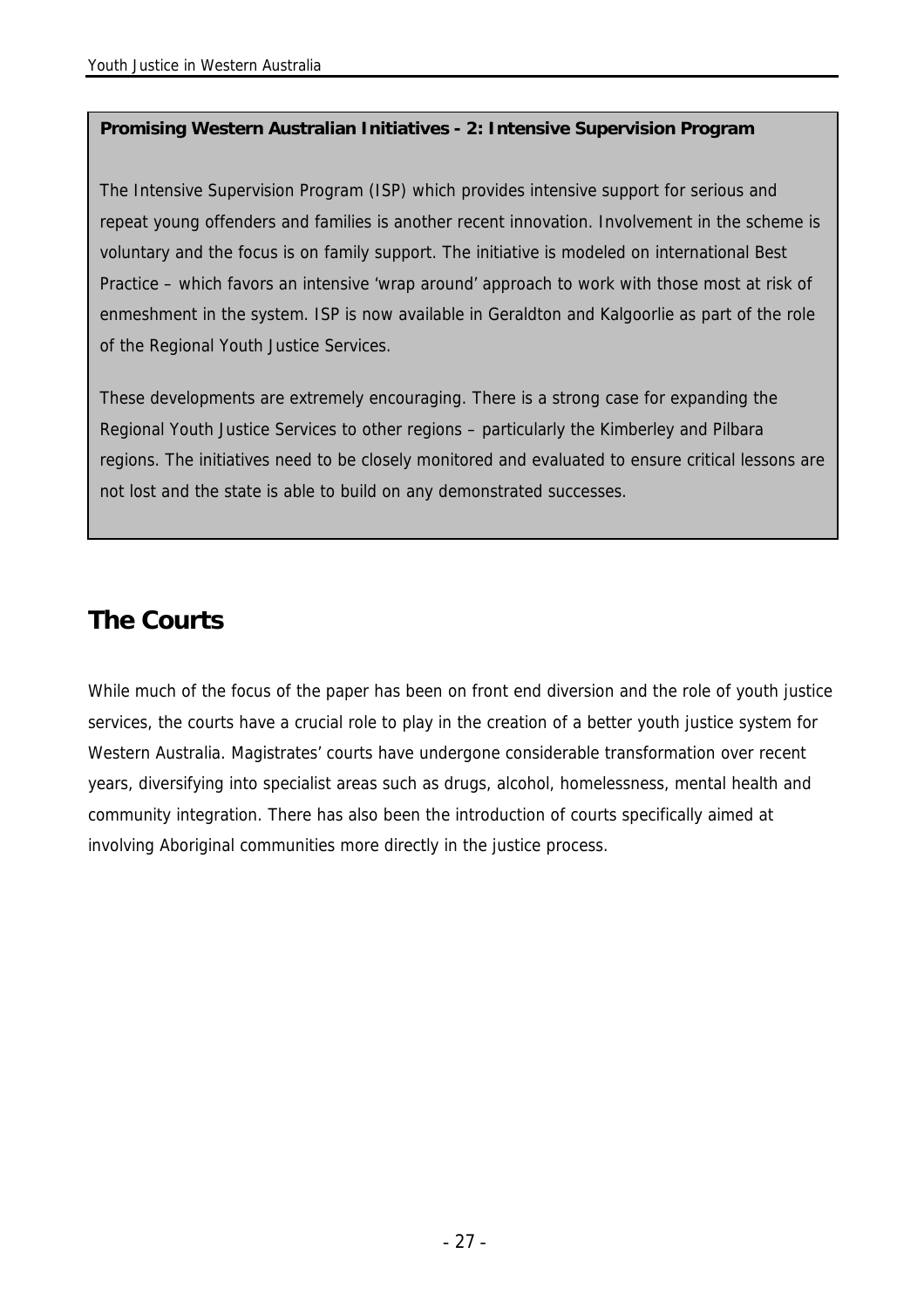**Promising Western Australian Initiatives - 2: Intensive Supervision Program**

The Intensive Supervision Program (ISP) which provides intensive support for serious and repeat young offenders and families is another recent innovation. Involvement in the scheme is voluntary and the focus is on family support. The initiative is modeled on international Best Practice – which favors an intensive 'wrap around' approach to work with those most at risk of enmeshment in the system. ISP is now available in Geraldton and Kalgoorlie as part of the role of the Regional Youth Justice Services.

These developments are extremely encouraging. There is a strong case for expanding the Regional Youth Justice Services to other regions – particularly the Kimberley and Pilbara regions. The initiatives need to be closely monitored and evaluated to ensure critical lessons are not lost and the state is able to build on any demonstrated successes.

## The Courts

While much of the focus of the paper has been on front end diversion and the role of youth justice services, the courts have a crucial role to play in the creation of a better youth justice system for Western Australia. Magistrates' courts have undergone considerable transformation over recent years, diversifying into specialist areas such as drugs, alcohol, homelessness, mental health and community integration. There has also been the introduction of courts specifically aimed at involving Aboriginal communities more directly in the justice process.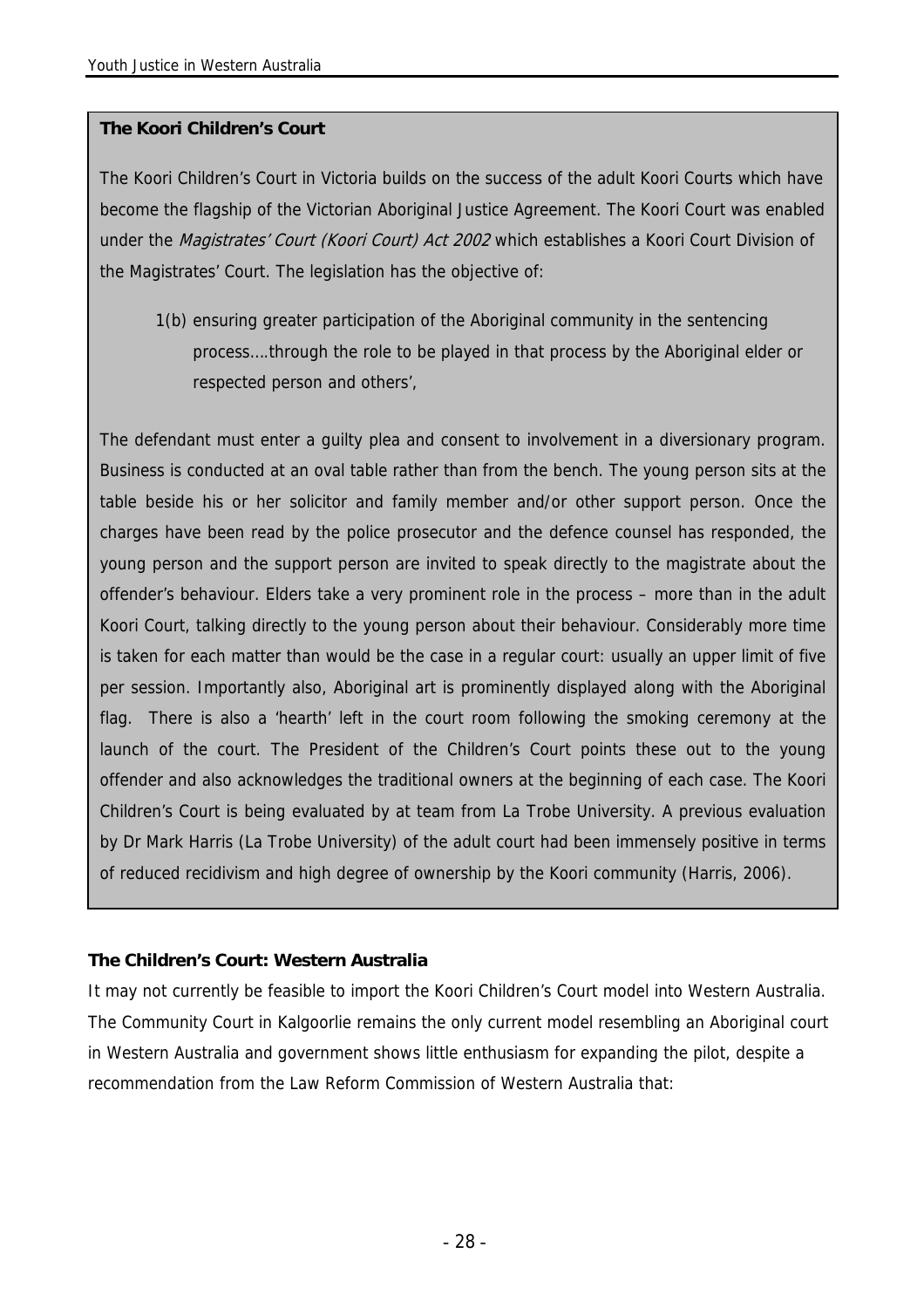**The Koori Children's Court**

The Koori Children's Court in Victoria builds on the success of the adult Koori Courts which have become the flagship of the Victorian Aboriginal Justice Agreement. The Koori Court was enabled under the *Magistrates' Court (Koori Court) Act 2002* which establishes a Koori Court Division of the Magistrates' Court. The legislation has the objective of:

> 1(b) ensuring greater participation of the Aboriginal community in the sentencing process….through the role to be played in that process by the Aboriginal elder or respected person and others',

The defendant must enter a guilty plea and consent to involvement in a diversionary program. Business is conducted at an oval table rather than from the bench. The young person sits at the table beside his or her solicitor and family member and/or other support person. Once the charges have been read by the police prosecutor and the defence counsel has responded, the young person and the support person are invited to speak directly to the magistrate about the offender's behaviour. Elders take a very prominent role in the process – more than in the adult Koori Court, talking directly to the young person about their behaviour. Considerably more time is taken for each matter than would be the case in a regular court: usually an upper limit of five per session. Importantly also, Aboriginal art is prominently displayed along with the Aboriginal flag. There is also a 'hearth' left in the court room following the smoking ceremony at the launch of the court. The President of the Children's Court points these out to the young offender and also acknowledges the traditional owners at the beginning of each case. The Koori Children's Court is being evaluated by at team from La Trobe University. A previous evaluation by Dr Mark Harris (La Trobe University) of the adult court had been immensely positive in terms of reduced recidivism and high degree of ownership by the Koori community (Harris, 2006).

**The Children's Court: Western Australia**

It may not currently be feasible to import the Koori Children's Court model into Western Australia. The Community Court in Kalgoorlie remains the only current model resembling an Aboriginal court in Western Australia and government shows little enthusiasm for expanding the pilot, despite a recommendation from the Law Reform Commission of Western Australia that: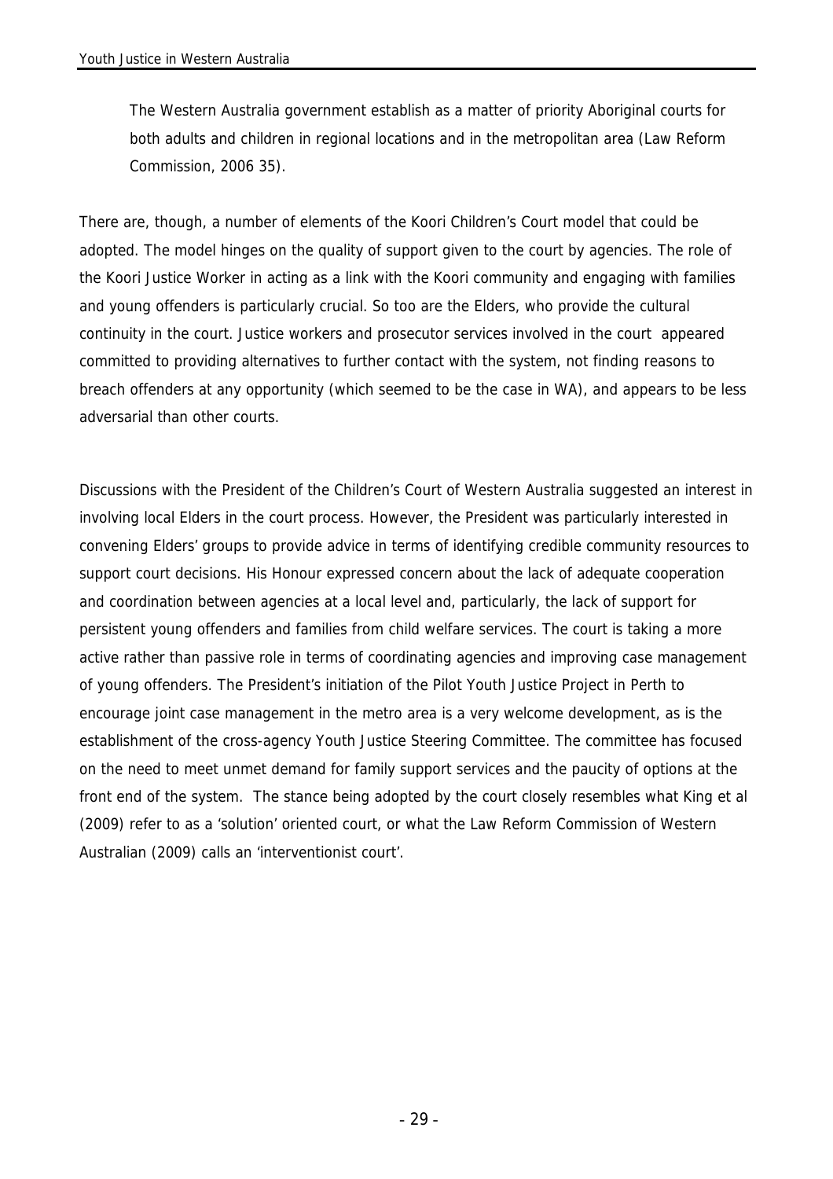> The Western Australia government establish as a matter of priority Aboriginal courts for both adults and children in regional locations and in the metropolitan area (Law Reform Commission, 2006 35).

There are, though, a number of elements of the Koori Children's Court model that could be adopted. The model hinges on the quality of support given to the court by agencies. The role of the Koori Justice Worker in acting as a link with the Koori community and engaging with families and young offenders is particularly crucial. So too are the Elders, who provide the cultural continuity in the court. Justice workers and prosecutor services involved in the court appeared committed to providing alternatives to further contact with the system, not finding reasons to breach offenders at any opportunity (which seemed to be the case in WA), and appears to be less adversarial than other courts.

Discussions with the President of the Children's Court of Western Australia suggested an interest in involving local Elders in the court process. However, the President was particularly interested in convening Elders' groups to provide advice in terms of identifying credible community resources to support court decisions. His Honour expressed concern about the lack of adequate cooperation and coordination between agencies at a local level and, particularly, the lack of support for persistent young offenders and families from child welfare services. The court is taking a more active rather than passive role in terms of coordinating agencies and improving case management of young offenders. The President's initiation of the Pilot Youth Justice Project in Perth to encourage joint case management in the metro area is a very welcome development, as is the establishment of the cross-agency Youth Justice Steering Committee. The committee has focused on the need to meet unmet demand for family support services and the paucity of options at the front end of the system. The stance being adopted by the court closely resembles what King et al (2009) refer to as a 'solution' oriented court, or what the Law Reform Commission of Western Australian (2009) calls an 'interventionist court'.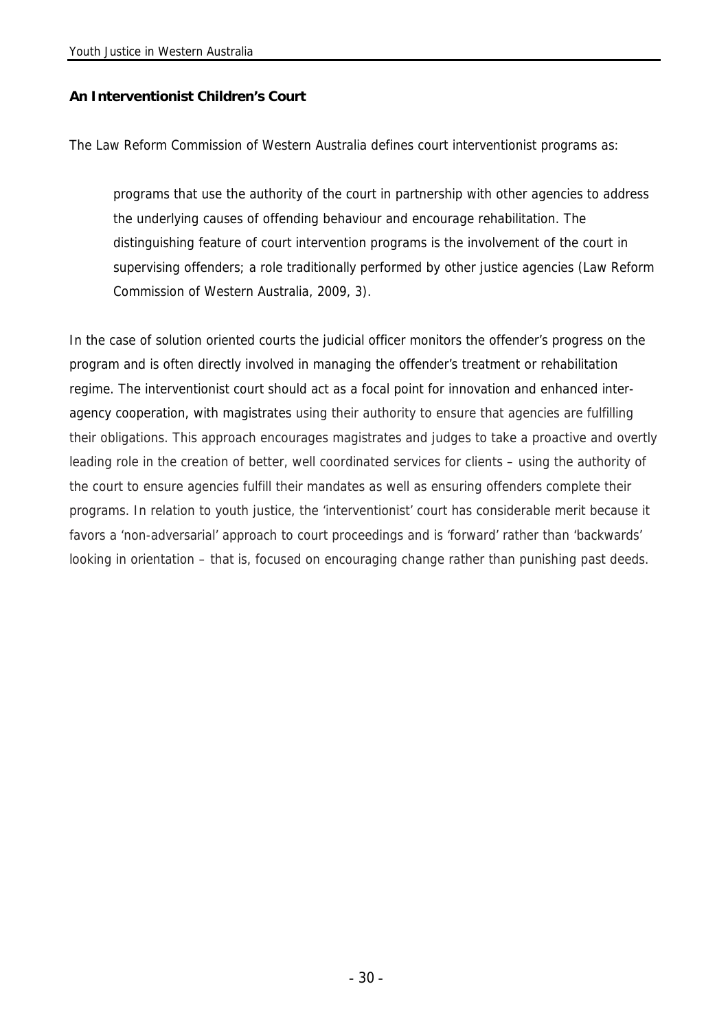### An Interventionist Children's Court

The Law Reform Commission of Western Australia defines court interventionist programs as:

> programs that use the authority of the court in partnership with other agencies to address the underlying causes of offending behaviour and encourage rehabilitation. The distinguishing feature of court intervention programs is the involvement of the court in supervising offenders; a role traditionally performed by other justice agencies (Law Reform Commission of Western Australia, 2009, 3).

In the case of solution oriented courts the judicial officer monitors the offender's progress on the program and is often directly involved in managing the offender's treatment or rehabilitation regime. The interventionist court should act as a focal point for innovation and enhanced inter-agency cooperation, with magistrates using their authority to ensure that agencies are fulfilling their obligations. This approach encourages magistrates and judges to take a proactive and overtly leading role in the creation of better, well coordinated services for clients – using the authority of the court to ensure agencies fulfill their mandates as well as ensuring offenders complete their programs. In relation to youth justice, the 'interventionist' court has considerable merit because it favors a 'non-adversarial' approach to court proceedings and is 'forward' rather than 'backwards' looking in orientation – that is, focused on encouraging change rather than punishing past deeds.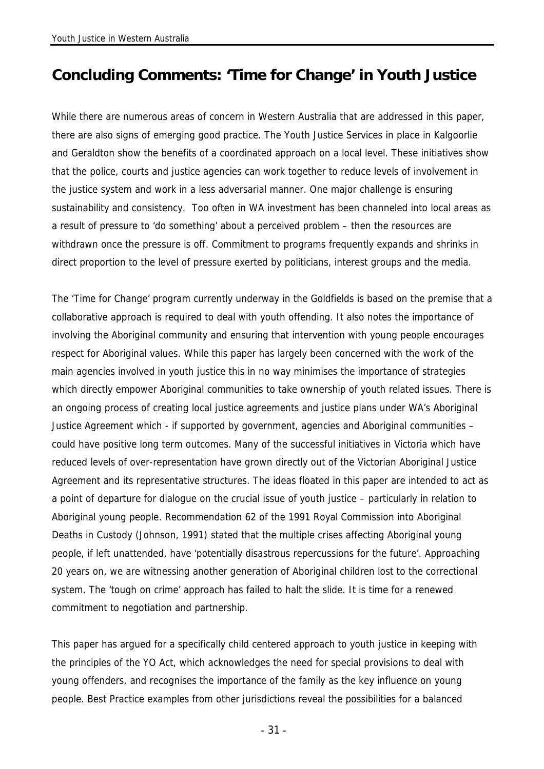## Concluding Comments: 'Time for Change' in Youth Justice

While there are numerous areas of concern in Western Australia that are addressed in this paper, there are also signs of emerging good practice. The Youth Justice Services in place in Kalgoorlie and Geraldton show the benefits of a coordinated approach on a local level. These initiatives show that the police, courts and justice agencies can work together to reduce levels of involvement in the justice system and work in a less adversarial manner. One major challenge is ensuring sustainability and consistency. Too often in WA investment has been channeled into local areas as a result of pressure to 'do something' about a perceived problem – then the resources are withdrawn once the pressure is off. Commitment to programs frequently expands and shrinks in direct proportion to the level of pressure exerted by politicians, interest groups and the media.

The 'Time for Change' program currently underway in the Goldfields is based on the premise that a collaborative approach is required to deal with youth offending. It also notes the importance of involving the Aboriginal community and ensuring that intervention with young people encourages respect for Aboriginal values. While this paper has largely been concerned with the work of the main agencies involved in youth justice this in no way minimises the importance of strategies which directly empower Aboriginal communities to take ownership of youth related issues. There is an ongoing process of creating local justice agreements and justice plans under WA's Aboriginal Justice Agreement which - if supported by government, agencies and Aboriginal communities – could have positive long term outcomes. Many of the successful initiatives in Victoria which have reduced levels of over-representation have grown directly out of the Victorian Aboriginal Justice Agreement and its representative structures. The ideas floated in this paper are intended to act as a point of departure for dialogue on the crucial issue of youth justice – particularly in relation to Aboriginal young people. Recommendation 62 of the 1991 Royal Commission into Aboriginal Deaths in Custody (Johnson, 1991) stated that the multiple crises affecting Aboriginal young people, if left unattended, have 'potentially disastrous repercussions for the future'. Approaching 20 years on, we are witnessing another generation of Aboriginal children lost to the correctional system. The 'tough on crime' approach has failed to halt the slide. It is time for a renewed commitment to negotiation and partnership.

This paper has argued for a specifically child centered approach to youth justice in keeping with the principles of the YO Act, which acknowledges the need for special provisions to deal with young offenders, and recognises the importance of the family as the key influence on young people. Best Practice examples from other jurisdictions reveal the possibilities for a balanced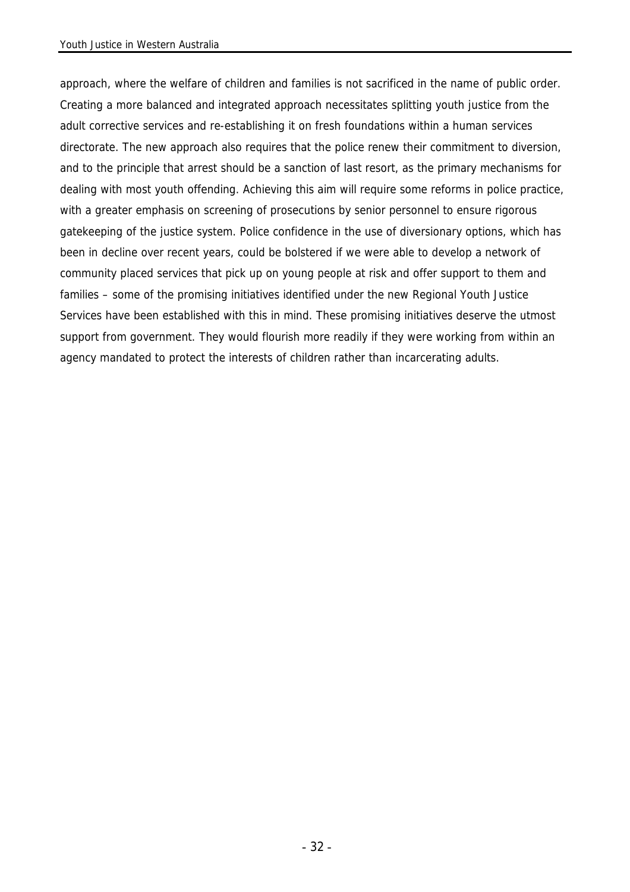approach, where the welfare of children and families is not sacrificed in the name of public order. Creating a more balanced and integrated approach necessitates splitting youth justice from the adult corrective services and re-establishing it on fresh foundations within a human services directorate. The new approach also requires that the police renew their commitment to diversion, and to the principle that arrest should be a sanction of last resort, as the primary mechanisms for dealing with most youth offending. Achieving this aim will require some reforms in police practice, with a greater emphasis on screening of prosecutions by senior personnel to ensure rigorous gatekeeping of the justice system. Police confidence in the use of diversionary options, which has been in decline over recent years, could be bolstered if we were able to develop a network of community placed services that pick up on young people at risk and offer support to them and families – some of the promising initiatives identified under the new Regional Youth Justice Services have been established with this in mind. These promising initiatives deserve the utmost support from government. They would flourish more readily if they were working from within an agency mandated to protect the interests of children rather than incarcerating adults.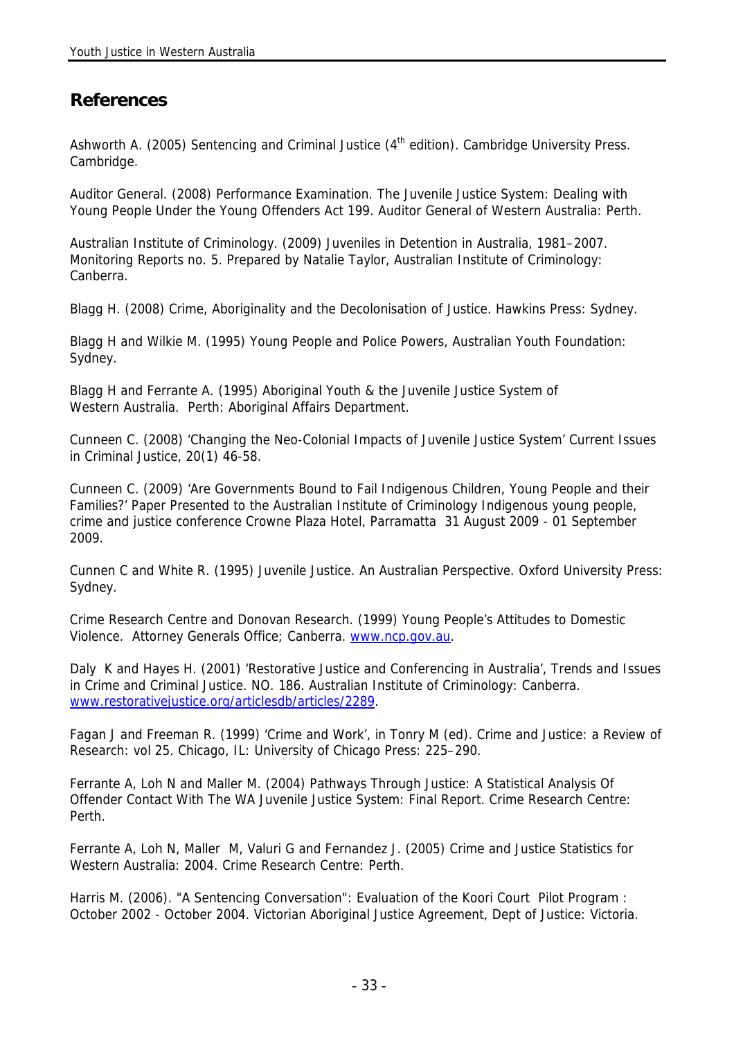# References

Ashworth A. (2005) Sentencing and Criminal Justice (4th edition). Cambridge University Press. Cambridge.

Auditor General. (2008) Performance Examination. The Juvenile Justice System: Dealing with Young People Under the Young Offenders Act 199. Auditor General of Western Australia: Perth.

Australian Institute of Criminology. (2009) Juveniles in Detention in Australia, 1981–2007. Monitoring Reports no. 5. Prepared by Natalie Taylor, Australian Institute of Criminology: Canberra.

Blagg H. (2008) Crime, Aboriginality and the Decolonisation of Justice. Hawkins Press: Sydney.

Blagg H and Wilkie M. (1995) Young People and Police Powers, Australian Youth Foundation: Sydney.

Blagg H and Ferrante A. (1995) Aboriginal Youth & the Juvenile Justice System of Western Australia. Perth: Aboriginal Affairs Department.

Cunneen C. (2008) 'Changing the Neo-Colonial Impacts of Juvenile Justice System' Current Issues in Criminal Justice, 20(1) 46-58.

Cunneen C. (2009) 'Are Governments Bound to Fail Indigenous Children, Young People and their Families?' Paper Presented to the Australian Institute of Criminology Indigenous young people, crime and justice conference Crowne Plaza Hotel, Parramatta 31 August 2009 - 01 September 2009.

Cunnen C and White R. (1995) Juvenile Justice. An Australian Perspective. Oxford University Press: Sydney.

Crime Research Centre and Donovan Research. (1999) Young People's Attitudes to Domestic Violence. Attorney Generals Office; Canberra. www.ncp.gov.au.

Daly K and Hayes H. (2001) 'Restorative Justice and Conferencing in Australia', Trends and Issues in Crime and Criminal Justice. NO. 186. Australian Institute of Criminology: Canberra. www.restorativejustice.org/articlesdb/articles/2289.

Fagan J and Freeman R. (1999) 'Crime and Work', in Tonry M (ed). Crime and Justice: a Review of Research: vol 25. Chicago, IL: University of Chicago Press: 225–290.

Ferrante A, Loh N and Maller M. (2004) Pathways Through Justice: A Statistical Analysis Of Offender Contact With The WA Juvenile Justice System: Final Report. Crime Research Centre: Perth.

Ferrante A, Loh N, Maller M, Valuri G and Fernandez J. (2005) Crime and Justice Statistics for Western Australia: 2004. Crime Research Centre: Perth.

Harris M. (2006). "A Sentencing Conversation": Evaluation of the Koori Court Pilot Program : October 2002 - October 2004. Victorian Aboriginal Justice Agreement, Dept of Justice: Victoria.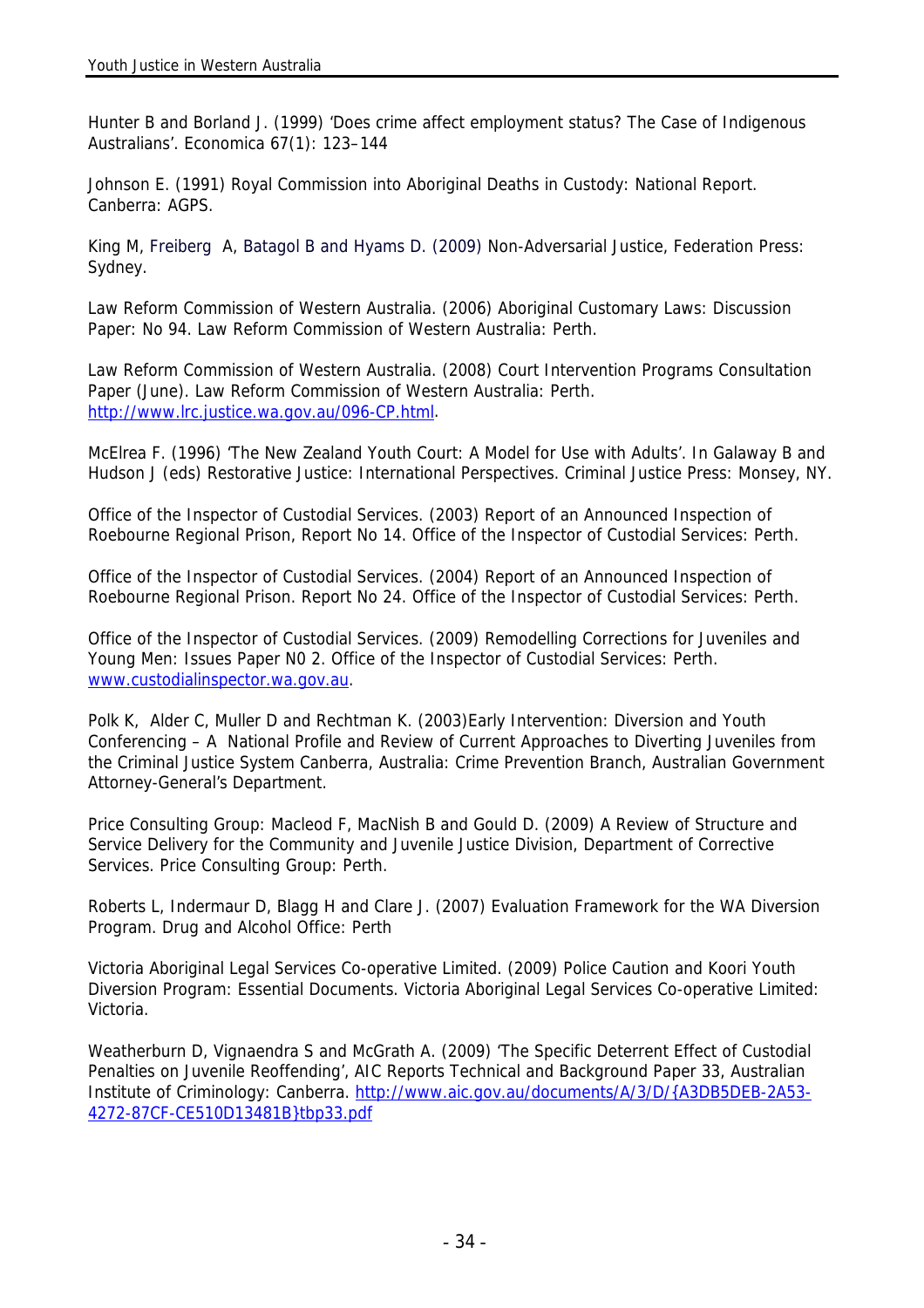Hunter B and Borland J. (1999) 'Does crime affect employment status? The Case of Indigenous Australians'. Economica 67(1): 123–144

Johnson E. (1991) Royal Commission into Aboriginal Deaths in Custody: National Report. Canberra: AGPS.

King M, Freiberg A, Batagol B and Hyams D. (2009) Non-Adversarial Justice, Federation Press: Sydney.

Law Reform Commission of Western Australia. (2006) Aboriginal Customary Laws: Discussion Paper: No 94. Law Reform Commission of Western Australia: Perth.

Law Reform Commission of Western Australia. (2008) Court Intervention Programs Consultation Paper (June). Law Reform Commission of Western Australia: Perth. http://www.lrc.justice.wa.gov.au/096-CP.html.

McElrea F. (1996) 'The New Zealand Youth Court: A Model for Use with Adults'. In Galaway B and Hudson J (eds) Restorative Justice: International Perspectives. Criminal Justice Press: Monsey, NY.

Office of the Inspector of Custodial Services. (2003) Report of an Announced Inspection of Roebourne Regional Prison, Report No 14. Office of the Inspector of Custodial Services: Perth.

Office of the Inspector of Custodial Services. (2004) Report of an Announced Inspection of Roebourne Regional Prison. Report No 24. Office of the Inspector of Custodial Services: Perth.

Office of the Inspector of Custodial Services. (2009) Remodelling Corrections for Juveniles and Young Men: Issues Paper N0 2. Office of the Inspector of Custodial Services: Perth. www.custodialinspector.wa.gov.au.

Polk K, Alder C, Muller D and Rechtman K. (2003)Early Intervention: Diversion and Youth Conferencing – A National Profile and Review of Current Approaches to Diverting Juveniles from the Criminal Justice System Canberra, Australia: Crime Prevention Branch, Australian Government Attorney-General's Department.

Price Consulting Group: Macleod F, MacNish B and Gould D. (2009) A Review of Structure and Service Delivery for the Community and Juvenile Justice Division, Department of Corrective Services. Price Consulting Group: Perth.

Roberts L, Indermaur D, Blagg H and Clare J. (2007) Evaluation Framework for the WA Diversion Program. Drug and Alcohol Office: Perth

Victoria Aboriginal Legal Services Co-operative Limited. (2009) Police Caution and Koori Youth Diversion Program: Essential Documents. Victoria Aboriginal Legal Services Co-operative Limited: Victoria.

Weatherburn D, Vignaendra S and McGrath A. (2009) 'The Specific Deterrent Effect of Custodial Penalties on Juvenile Reoffending', AIC Reports Technical and Background Paper 33, Australian Institute of Criminology: Canberra. http://www.aic.gov.au/documents/A/3/D/{A3DB5DEB-2A53-4272-87CF-CE510D13481B}tbp33.pdf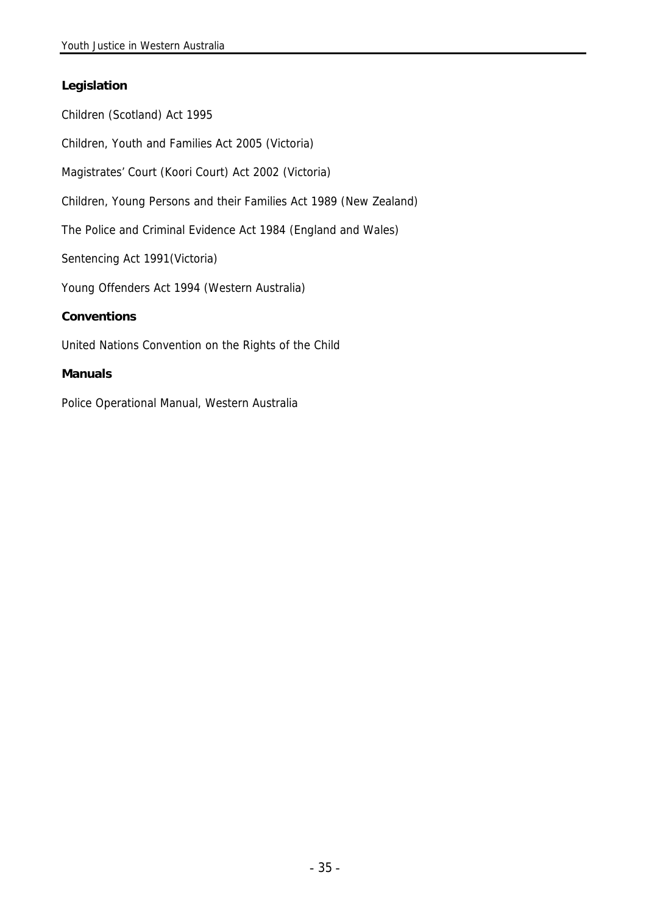## Legislation

Children (Scotland) Act 1995

Children, Youth and Families Act 2005 (Victoria)

Magistrates' Court (Koori Court) Act 2002 (Victoria)

Children, Young Persons and their Families Act 1989 (New Zealand)

The Police and Criminal Evidence Act 1984 (England and Wales)

Sentencing Act 1991(Victoria)

Young Offenders Act 1994 (Western Australia)

## Conventions

United Nations Convention on the Rights of the Child

## Manuals

Police Operational Manual, Western Australia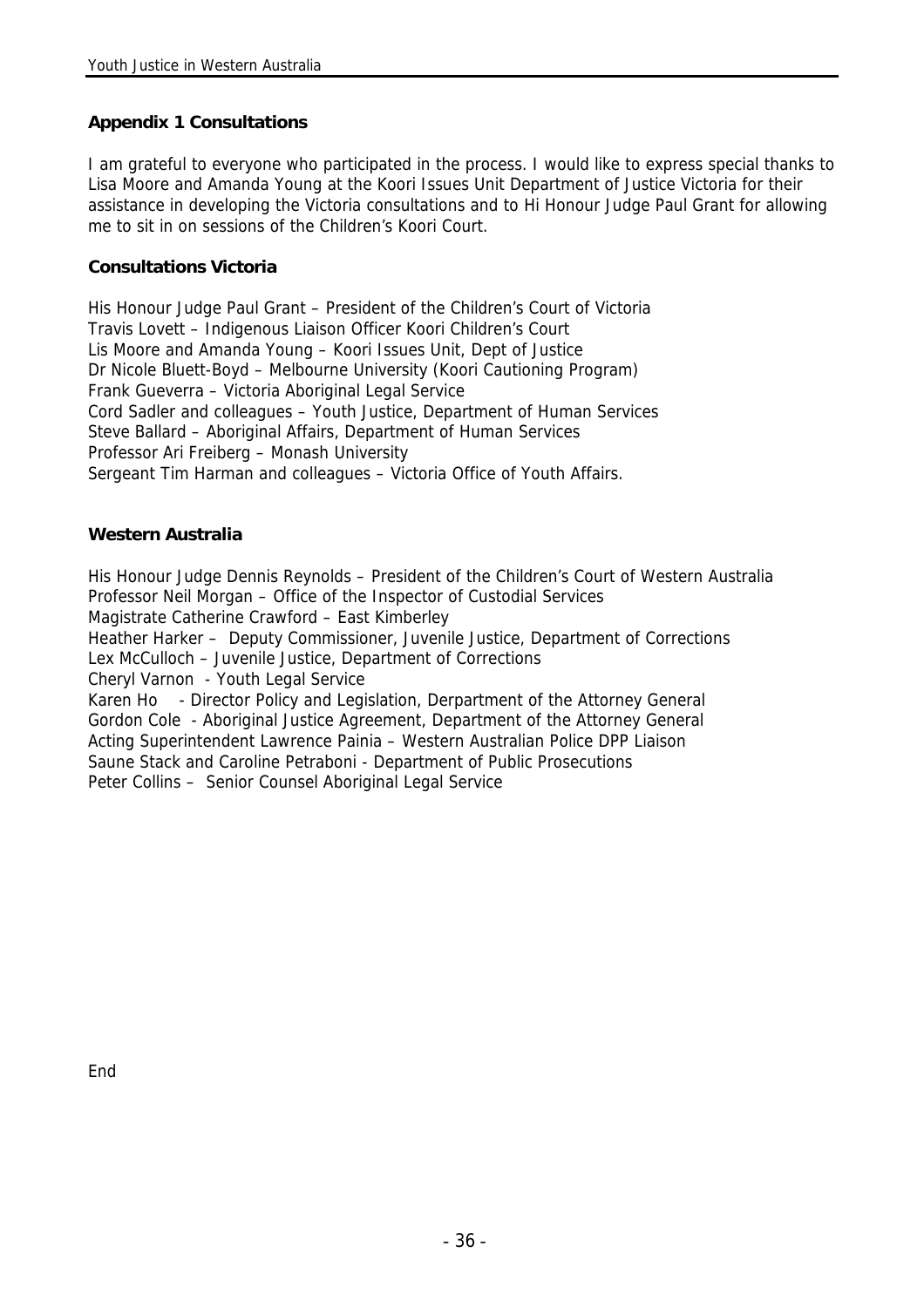## Appendix 1 Consultations

I am grateful to everyone who participated in the process. I would like to express special thanks to Lisa Moore and Amanda Young at the Koori Issues Unit Department of Justice Victoria for their assistance in developing the Victoria consultations and to Hi Honour Judge Paul Grant for allowing me to sit in on sessions of the Children's Koori Court.

### Consultations Victoria

His Honour Judge Paul Grant – President of the Children's Court of Victoria
Travis Lovett – Indigenous Liaison Officer Koori Children's Court
Lis Moore and Amanda Young – Koori Issues Unit, Dept of Justice
Dr Nicole Bluett-Boyd – Melbourne University (Koori Cautioning Program)
Frank Gueverra – Victoria Aboriginal Legal Service
Cord Sadler and colleagues – Youth Justice, Department of Human Services
Steve Ballard – Aboriginal Affairs, Department of Human Services
Professor Ari Freiberg – Monash University
Sergeant Tim Harman and colleagues – Victoria Office of Youth Affairs.

### Western Australia

His Honour Judge Dennis Reynolds – President of the Children's Court of Western Australia
Professor Neil Morgan – Office of the Inspector of Custodial Services
Magistrate Catherine Crawford – East Kimberley
Heather Harker – Deputy Commissioner, Juvenile Justice, Department of Corrections
Lex McCulloch – Juvenile Justice, Department of Corrections
Cheryl Varnon - Youth Legal Service
Karen Ho - Director Policy and Legislation, Derpartment of the Attorney General
Gordon Cole - Aboriginal Justice Agreement, Department of the Attorney General
Acting Superintendent Lawrence Painia – Western Australian Police DPP Liaison
Saune Stack and Caroline Petraboni - Department of Public Prosecutions
Peter Collins – Senior Counsel Aboriginal Legal Service

End